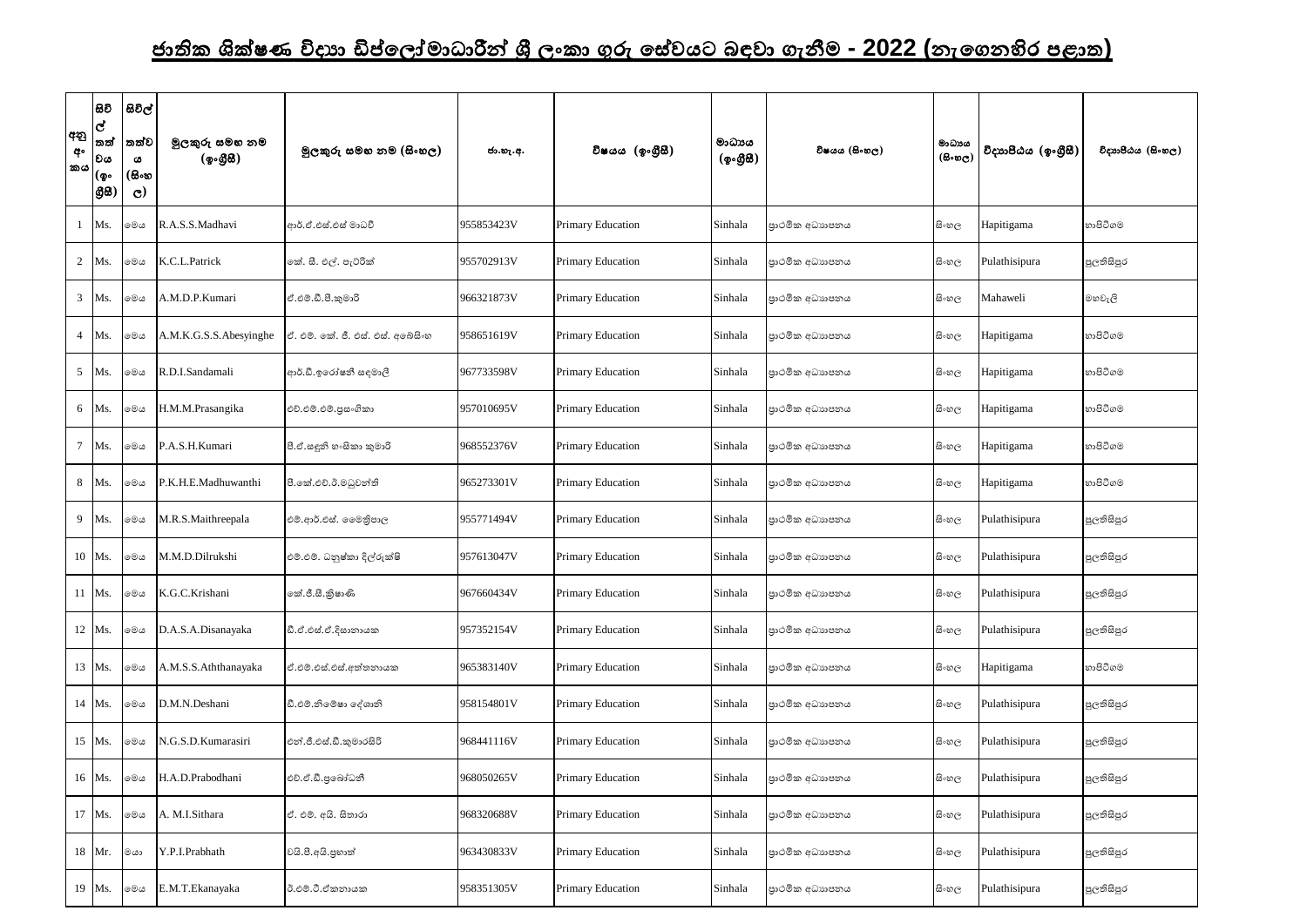# ජාතික ශික්ෂණ විද්‍යා ඩිප්ලෝමාධාරීන් ශ්‍රී ලංකා ගුරු සේවයට බඳවා ගැනීම - 2022 (නැගෙනහිර පළාත)

| අනු අංකය | සිවිල් තත්වය (ඉංග්‍රීසි) | සිවිල් තත්වය (සිංහල) | මුලකුරු සමඟ නම (ඉංග්‍රීසි) | මුලකුරු සමඟ නම (සිංහල) | ජා.හැ.අ. | විෂයය (ඉංග්‍රීසි) | මාධ්‍යය (ඉංග්‍රීසි) | විෂයය (සිංහල) | මාධ්‍යය (සිංහල) | විද්‍යාපීඨය (ඉංග්‍රීසි) | විද්‍යාපීඨය (සිංහල) |
|---|---|---|---|---|---|---|---|---|---|---|---|
| 1 | Ms. | මෙය | R.A.S.S.Madhavi | ආර්.ඒ.එස්.එස් මාධවී | 955853423V | Primary Education | Sinhala | ප්‍රාථමික අධ්‍යාපනය | සිංහල | Hapitigama | හාපිටිගම |
| 2 | Ms. | මෙය | K.C.L.Patrick | කේ. සී. එල්. පැට්‍රික් | 955702913V | Primary Education | Sinhala | ප්‍රාථමික අධ්‍යාපනය | සිංහල | Pulathisipura | පුලතිසිපුර |
| 3 | Ms. | මෙය | A.M.D.P.Kumari | ඒ.එම්.ඩී.පී.කුමාරි | 966321873V | Primary Education | Sinhala | ප්‍රාථමික අධ්‍යාපනය | සිංහල | Mahaweli | මහවැලි |
| 4 | Ms. | මෙය | A.M.K.G.S.S.Abesyinghe | ඒ. එම්. කේ. ජී. එස්. එස්. අබේසිංහ | 958651619V | Primary Education | Sinhala | ප්‍රාථමික අධ්‍යාපනය | සිංහල | Hapitigama | හාපිටිගම |
| 5 | Ms. | මෙය | R.D.I.Sandamali | ආර්.ඩී.ඉරෝෂනී සඳමාලි | 967733598V | Primary Education | Sinhala | ප්‍රාථමික අධ්‍යාපනය | සිංහල | Hapitigama | හාපිටිගම |
| 6 | Ms. | මෙය | H.M.M.Prasangika | එච්.එම්.එම්.ප්‍රසංගිකා | 957010695V | Primary Education | Sinhala | ප්‍රාථමික අධ්‍යාපනය | සිංහල | Hapitigama | හාපිටිගම |
| 7 | Ms. | මෙය | P.A.S.H.Kumari | පී.ඒ.සඳුනි හංසිකා කුමාරි | 968552376V | Primary Education | Sinhala | ප්‍රාථමික අධ්‍යාපනය | සිංහල | Hapitigama | හාපිටිගම |
| 8 | Ms. | මෙය | P.K.H.E.Madhuwanthi | පී.කේ.එච්.ඊ.මධුවන්ති | 965273301V | Primary Education | Sinhala | ප්‍රාථමික අධ්‍යාපනය | සිංහල | Hapitigama | හාපිටිගම |
| 9 | Ms. | මෙය | M.R.S.Maithreepala | එම්.ආර්.එස්. මෛත්‍රීපාල | 955771494V | Primary Education | Sinhala | ප්‍රාථමික අධ්‍යාපනය | සිංහල | Pulathisipura | පුලතිසිපුර |
| 10 | Ms. | මෙය | M.M.D.Dilrukshi | එම්.එම්. ධනුෂ්කා දිල්රුක්ෂි | 957613047V | Primary Education | Sinhala | ප්‍රාථමික අධ්‍යාපනය | සිංහල | Pulathisipura | පුලතිසිපුර |
| 11 | Ms. | මෙය | K.G.C.Krishani | කේ.ජී.සී.ක්‍රිෂාණි | 967660434V | Primary Education | Sinhala | ප්‍රාථමික අධ්‍යාපනය | සිංහල | Pulathisipura | පුලතිසිපුර |
| 12 | Ms. | මෙය | D.A.S.A.Disanayaka | ඩී.ඒ.එස්.ඒ.දිසානායක | 957352154V | Primary Education | Sinhala | ප්‍රාථමික අධ්‍යාපනය | සිංහල | Pulathisipura | පුලතිසිපුර |
| 13 | Ms. | මෙය | A.M.S.S.Aththanayaka | ඒ.එම්.එස්.එස්.අත්තනායක | 965383140V | Primary Education | Sinhala | ප්‍රාථමික අධ්‍යාපනය | සිංහල | Hapitigama | හාපිටිගම |
| 14 | Ms. | මෙය | D.M.N.Deshani | ඩී.එම්.නිමේෂා දේශානි | 958154801V | Primary Education | Sinhala | ප්‍රාථමික අධ්‍යාපනය | සිංහල | Pulathisipura | පුලතිසිපුර |
| 15 | Ms. | මෙය | N.G.S.D.Kumarasiri | එන්.ජී.එස්.ඩී.කුමාරසිරි | 968441116V | Primary Education | Sinhala | ප්‍රාථමික අධ්‍යාපනය | සිංහල | Pulathisipura | පුලතිසිපුර |
| 16 | Ms. | මෙය | H.A.D.Prabodhani | එච්.ඒ.ඩී.ප්‍රබෝධනී | 968050265V | Primary Education | Sinhala | ප්‍රාථමික අධ්‍යාපනය | සිංහල | Pulathisipura | පුලතිසිපුර |
| 17 | Ms. | මෙය | A. M.I.Sithara | ඒ. එම්. අයි. සිතාරා | 968320688V | Primary Education | Sinhala | ප්‍රාථමික අධ්‍යාපනය | සිංහල | Pulathisipura | පුලතිසිපුර |
| 18 | Mr. | මයා | Y.P.I.Prabhath | වයි.පී.අයි.ප්‍රභාත් | 963430833V | Primary Education | Sinhala | ප්‍රාථමික අධ්‍යාපනය | සිංහල | Pulathisipura | පුලතිසිපුර |
| 19 | Ms. | මෙය | E.M.T.Ekanayaka | ඊ.එම්.ටී.ඒකනායක | 958351305V | Primary Education | Sinhala | ප්‍රාථමික අධ්‍යාපනය | සිංහල | Pulathisipura | පුලතිසිපුර |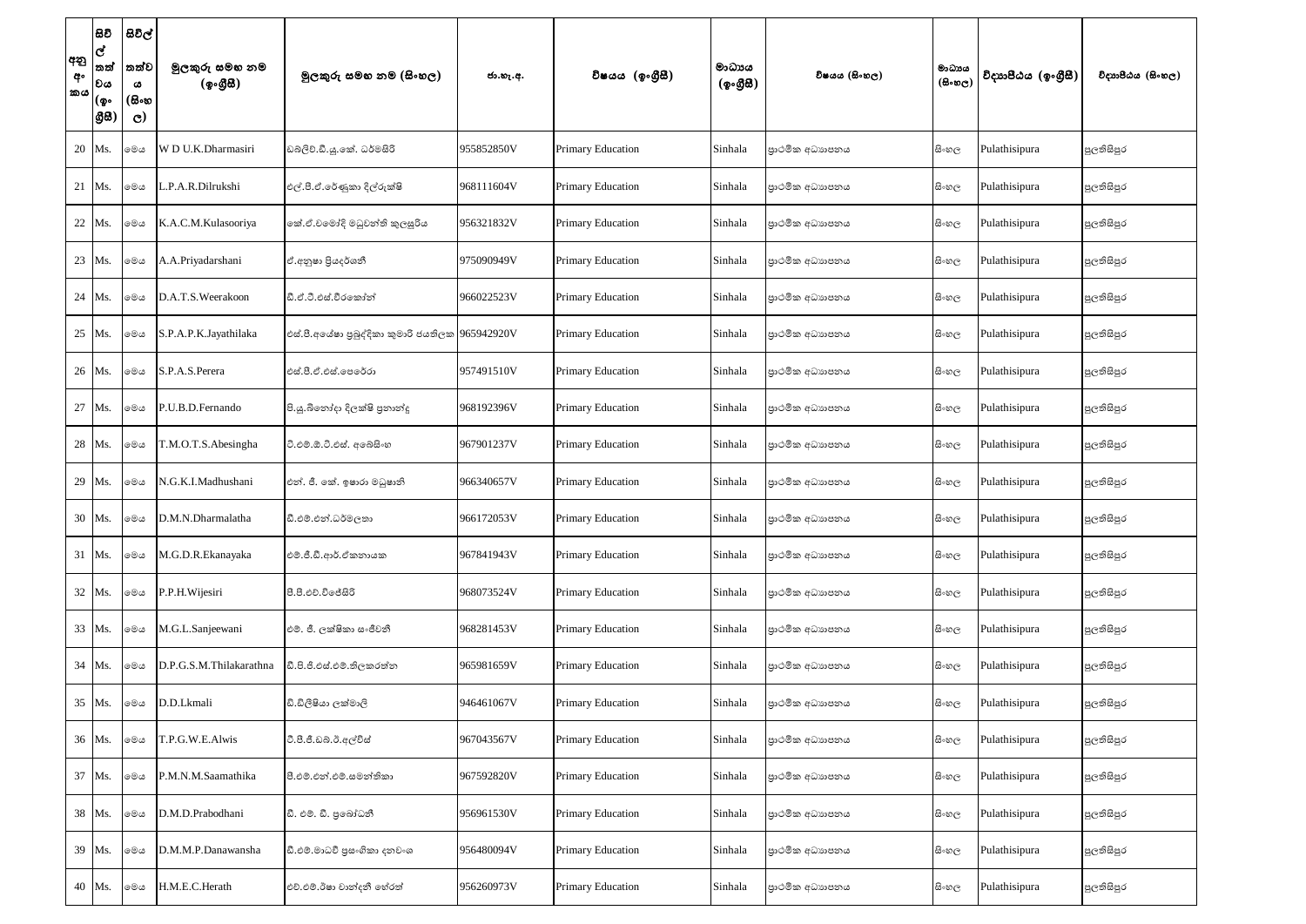| අනු අං කය | සිවිල් තත්වය (ඉං ග්‍රීසි) | සිවිල් තත්වය (සිංහල) | මුලකුරු සමඟ නම (ඉංග්‍රීසි) | මුලකුරු සමඟ නම (සිංහල) | ජා.හැ.අ. | විෂයය (ඉංග්‍රීසි) | මාධ්‍යය (ඉංග්‍රීසි) | විෂයය (සිංහල) | මාධ්‍යය (සිංහල) | විද්‍යාපීඨය (ඉංග්‍රීසි) | විද්‍යාපීඨය (සිංහල) |
|---|---|---|---|---|---|---|---|---|---|---|---|
| 20 | Ms. | මෙය | W D U.K.Dharmasiri | ඩබ්ලිව්.ඩී.යූ.කේ. ධර්මසිරි | 955852850V | Primary Education | Sinhala | ප්‍රාථමික අධ්‍යාපනය | සිංහල | Pulathisipura | පුලතිසිපුර |
| 21 | Ms. | මෙය | L.P.A.R.Dilrukshi | එල්.පී.ඒ.රේණුකා දිල්රුක්ෂි | 968111604V | Primary Education | Sinhala | ප්‍රාථමික අධ්‍යාපනය | සිංහල | Pulathisipura | පුලතිසිපුර |
| 22 | Ms. | මෙය | K.A.C.M.Kulasooriya | කේ.ඒ.චමෝදි මධුවන්ති කුලසූරිය | 956321832V | Primary Education | Sinhala | ප්‍රාථමික අධ්‍යාපනය | සිංහල | Pulathisipura | පුලතිසිපුර |
| 23 | Ms. | මෙය | A.A.Priyadarshani | ඒ.අනූෂා ප්‍රියදර්ශනී | 975090949V | Primary Education | Sinhala | ප්‍රාථමික අධ්‍යාපනය | සිංහල | Pulathisipura | පුලතිසිපුර |
| 24 | Ms. | මෙය | D.A.T.S.Weerakoon | ඩී.ඒ.ටී.එස්.වීරකෝන් | 966022523V | Primary Education | Sinhala | ප්‍රාථමික අධ්‍යාපනය | සිංහල | Pulathisipura | පුලතිසිපුර |
| 25 | Ms. | මෙය | S.P.A.P.K.Jayathilaka | එස්.පී.අයේෂා ප්‍රබුද්දිකා කුමාරි ජයතිලක | 965942920V | Primary Education | Sinhala | ප්‍රාථමික අධ්‍යාපනය | සිංහල | Pulathisipura | පුලතිසිපුර |
| 26 | Ms. | මෙය | S.P.A.S.Perera | එස්.පී.ඒ.එස්.පෙරේරා | 957491510V | Primary Education | Sinhala | ප්‍රාථමික අධ්‍යාපනය | සිංහල | Pulathisipura | පුලතිසිපුර |
| 27 | Ms. | මෙය | P.U.B.D.Fernando | පී.යූ.බිනෝදා දිලක්ෂි ප්‍රනාන්දු | 968192396V | Primary Education | Sinhala | ප්‍රාථමික අධ්‍යාපනය | සිංහල | Pulathisipura | පුලතිසිපුර |
| 28 | Ms. | මෙය | T.M.O.T.S.Abesingha | ටී.එම්.ඕ.ටී.එස්. අබෙසිංහ | 967901237V | Primary Education | Sinhala | ප්‍රාථමික අධ්‍යාපනය | සිංහල | Pulathisipura | පුලතිසිපුර |
| 29 | Ms. | මෙය | N.G.K.I.Madhushani | එන්. ජී. කේ. ඉෂාරා මධුෂානි | 966340657V | Primary Education | Sinhala | ප්‍රාථමික අධ්‍යාපනය | සිංහල | Pulathisipura | පුලතිසිපුර |
| 30 | Ms. | මෙය | D.M.N.Dharmalatha | ඩී.එම්.එන්.ධර්මලතා | 966172053V | Primary Education | Sinhala | ප්‍රාථමික අධ්‍යාපනය | සිංහල | Pulathisipura | පුලතිසිපුර |
| 31 | Ms. | මෙය | M.G.D.R.Ekanayaka | එම්.ජී.ඩී.ආර්.ඒකනායක | 967841943V | Primary Education | Sinhala | ප්‍රාථමික අධ්‍යාපනය | සිංහල | Pulathisipura | පුලතිසිපුර |
| 32 | Ms. | මෙය | P.P.H.Wijesiri | පී.පී.එච්.විජේසිරි | 968073524V | Primary Education | Sinhala | ප්‍රාථමික අධ්‍යාපනය | සිංහල | Pulathisipura | පුලතිසිපුර |
| 33 | Ms. | මෙය | M.G.L.Sanjeewani | එම්. ජී. ලක්ෂිකා සංජීවනී | 968281453V | Primary Education | Sinhala | ප්‍රාථමික අධ්‍යාපනය | සිංහල | Pulathisipura | පුලතිසිපුර |
| 34 | Ms. | මෙය | D.P.G.S.M.Thilakarathna | ඩී.පී.ජී.එස්.එම්.තිලකරත්න | 965981659V | Primary Education | Sinhala | ප්‍රාථමික අධ්‍යාපනය | සිංහල | Pulathisipura | පුලතිසිපුර |
| 35 | Ms. | මෙය | D.D.Lkmali | ඩී.ඩිලිෂියා ලක්මාලි | 946461067V | Primary Education | Sinhala | ප්‍රාථමික අධ්‍යාපනය | සිංහල | Pulathisipura | පුලතිසිපුර |
| 36 | Ms. | මෙය | T.P.G.W.E.Alwis | ටී.පී.ජී.ඩබ්.ඊ.අල්විස් | 967043567V | Primary Education | Sinhala | ප්‍රාථමික අධ්‍යාපනය | සිංහල | Pulathisipura | පුලතිසිපුර |
| 37 | Ms. | මෙය | P.M.N.M.Saamathika | පී.එම්.එන්.එම්.සමන්තිකා | 967592820V | Primary Education | Sinhala | ප්‍රාථමික අධ්‍යාපනය | සිංහල | Pulathisipura | පුලතිසිපුර |
| 38 | Ms. | මෙය | D.M.D.Prabodhani | ඩී. එම්. ඩී. ප්‍රබෝධනී | 956961530V | Primary Education | Sinhala | ප්‍රාථමික අධ්‍යාපනය | සිංහල | Pulathisipura | පුලතිසිපුර |
| 39 | Ms. | මෙය | D.M.M.P.Danawansha | ඩී.එම්.මාධවී ප්‍රසංගිකා දනවංශ | 956480094V | Primary Education | Sinhala | ප්‍රාථමික අධ්‍යාපනය | සිංහල | Pulathisipura | පුලතිසිපුර |
| 40 | Ms. | මෙය | H.M.E.C.Herath | එච්.එම්.ඊෂා චාන්දනී හේරත් | 956260973V | Primary Education | Sinhala | ප්‍රාථමික අධ්‍යාපනය | සිංහල | Pulathisipura | පුලතිසිපුර |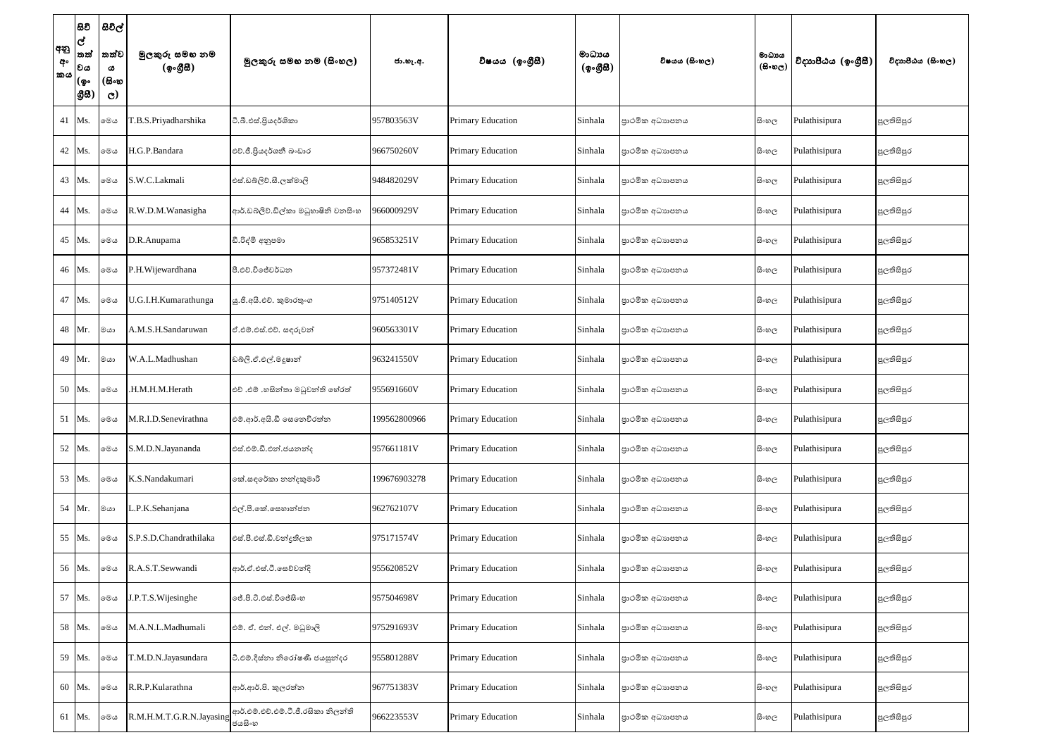| අනු අංකය | සිවිල් තත්වය (ඉංග්‍රීසි) | සිවිල් තත්වය (සිංහල) | මුලකුරු සමඟ නම (ඉංග්‍රීසි) | මුලකුරු සමඟ නම (සිංහල) | ජා.හැ.අ. | විෂයය (ඉංග්‍රීසි) | මාධ්‍යය (ඉංග්‍රීසි) | විෂයය (සිංහල) | මාධ්‍යය (සිංහල) | විද්‍යාපීඨය (ඉංග්‍රීසි) | විද්‍යාපීඨය (සිංහල) |
|---|---|---|---|---|---|---|---|---|---|---|---|
| 41 | Ms. | මෙය | T.B.S.Priyadharshika | ටී.බී.එස්.ප්‍රියදර්ශිකා | 957803563V | Primary Education | Sinhala | ප්‍රාථමික අධ්‍යාපනය | සිංහල | Pulathisipura | පුලතිසිපුර |
| 42 | Ms. | මෙය | H.G.P.Bandara | එච්.ජී.ප්‍රියදර්ශනී බංඩාර | 966750260V | Primary Education | Sinhala | ප්‍රාථමික අධ්‍යාපනය | සිංහල | Pulathisipura | පුලතිසිපුර |
| 43 | Ms. | මෙය | S.W.C.Lakmali | එස්.ඩබ්ලිව්.සී.ලක්මාලි | 948482029V | Primary Education | Sinhala | ප්‍රාථමික අධ්‍යාපනය | සිංහල | Pulathisipura | පුලතිසිපුර |
| 44 | Ms. | මෙය | R.W.D.M.Wanasigha | ආර්.ඩබ්ලිව්.ඩිල්කා මධුභාෂිනි වනසිංහ | 966000929V | Primary Education | Sinhala | ප්‍රාථමික අධ්‍යාපනය | සිංහල | Pulathisipura | පුලතිසිපුර |
| 45 | Ms. | මෙය | D.R.Anupama | ඩී.රිද්මි අනුපමා | 965853251V | Primary Education | Sinhala | ප්‍රාථමික අධ්‍යාපනය | සිංහල | Pulathisipura | පුලතිසිපුර |
| 46 | Ms. | මෙය | P.H.Wijewardhana | පී.එච්.විජේවර්ධන | 957372481V | Primary Education | Sinhala | ප්‍රාථමික අධ්‍යාපනය | සිංහල | Pulathisipura | පුලතිසිපුර |
| 47 | Ms. | මෙය | U.G.I.H.Kumarathunga | යූ.ජී.අයි.එච්. කුමාරතුංග | 975140512V | Primary Education | Sinhala | ප්‍රාථමික අධ්‍යාපනය | සිංහල | Pulathisipura | පුලතිසිපුර |
| 48 | Mr. | මයා | A.M.S.H.Sandaruwan | ඒ.එම්.එස්.එච්. සඳරුවන් | 960563301V | Primary Education | Sinhala | ප්‍රාථමික අධ්‍යාපනය | සිංහල | Pulathisipura | පුලතිසිපුර |
| 49 | Mr. | මයා | W.A.L.Madhushan | ඩබ්ලි.ඒ.එල්.මදූෂාන් | 963241550V | Primary Education | Sinhala | ප්‍රාථමික අධ්‍යාපනය | සිංහල | Pulathisipura | පුලතිසිපුර |
| 50 | Ms. | මෙය | .H.M.H.M.Herath | එච් .එම් .හසින්තා මධුවන්ති හේරත් | 955691660V | Primary Education | Sinhala | ප්‍රාථමික අධ්‍යාපනය | සිංහල | Pulathisipura | පුලතිසිපුර |
| 51 | Ms. | මෙය | M.R.I.D.Senevirathna | එම්.ආර්.අයි.ඩී සෙනෙවිරත්න | 199562800966 | Primary Education | Sinhala | ප්‍රාථමික අධ්‍යාපනය | සිංහල | Pulathisipura | පුලතිසිපුර |
| 52 | Ms. | මෙය | S.M.D.N.Jayananda | එස්.එම්.ඩී.එන්.ජයනන්ද | 957661181V | Primary Education | Sinhala | ප්‍රාථමික අධ්‍යාපනය | සිංහල | Pulathisipura | පුලතිසිපුර |
| 53 | Ms. | මෙය | K.S.Nandakumari | කේ.සඳරේකා නන්දකුමාරි | 199676903278 | Primary Education | Sinhala | ප්‍රාථමික අධ්‍යාපනය | සිංහල | Pulathisipura | පුලතිසිපුර |
| 54 | Mr. | මයා | L.P.K.Sehanjana | එල්.පී.කේ.සෙහාන්ජන | 962762107V | Primary Education | Sinhala | ප්‍රාථමික අධ්‍යාපනය | සිංහල | Pulathisipura | පුලතිසිපුර |
| 55 | Ms. | මෙය | S.P.S.D.Chandrathilaka | එස්.පී.එස්.ඩී.චන්ද්‍රතිලක | 975171574V | Primary Education | Sinhala | ප්‍රාථමික අධ්‍යාපනය | සිංහල | Pulathisipura | පුලතිසිපුර |
| 56 | Ms. | මෙය | R.A.S.T.Sewwandi | ආර්.ඒ.එස්.ටී.සෙව්වන්දි | 955620852V | Primary Education | Sinhala | ප්‍රාථමික අධ්‍යාපනය | සිංහල | Pulathisipura | පුලතිසිපුර |
| 57 | Ms. | මෙය | J.P.T.S.Wijesinghe | ජේ.පී.ටී.එස්.විජේසිංහ | 957504698V | Primary Education | Sinhala | ප්‍රාථමික අධ්‍යාපනය | සිංහල | Pulathisipura | පුලතිසිපුර |
| 58 | Ms. | මෙය | M.A.N.L.Madhumali | එම්. ඒ. එන්. එල්. මධුමාලි | 975291693V | Primary Education | Sinhala | ප්‍රාථමික අධ්‍යාපනය | සිංහල | Pulathisipura | පුලතිසිපුර |
| 59 | Ms. | මෙය | T.M.D.N.Jayasundara | ටී.එම්.දිල්නා නිරෝෂණී ජයසුන්දර | 955801288V | Primary Education | Sinhala | ප්‍රාථමික අධ්‍යාපනය | සිංහල | Pulathisipura | පුලතිසිපුර |
| 60 | Ms. | මෙය | R.R.P.Kularathna | ආර්.ආර්.පී. කුලරත්න | 967751383V | Primary Education | Sinhala | ප්‍රාථමික අධ්‍යාපනය | සිංහල | Pulathisipura | පුලතිසිපුර |
| 61 | Ms. | මෙය | R.M.H.M.T.G.R.N.Jayasing | ආර්.එම්.එච්.එම්.ටී.ජී.රසිකා නිලන්ති ජයසිංහ | 966223553V | Primary Education | Sinhala | ප්‍රාථමික අධ්‍යාපනය | සිංහල | Pulathisipura | පුලතිසිපුර |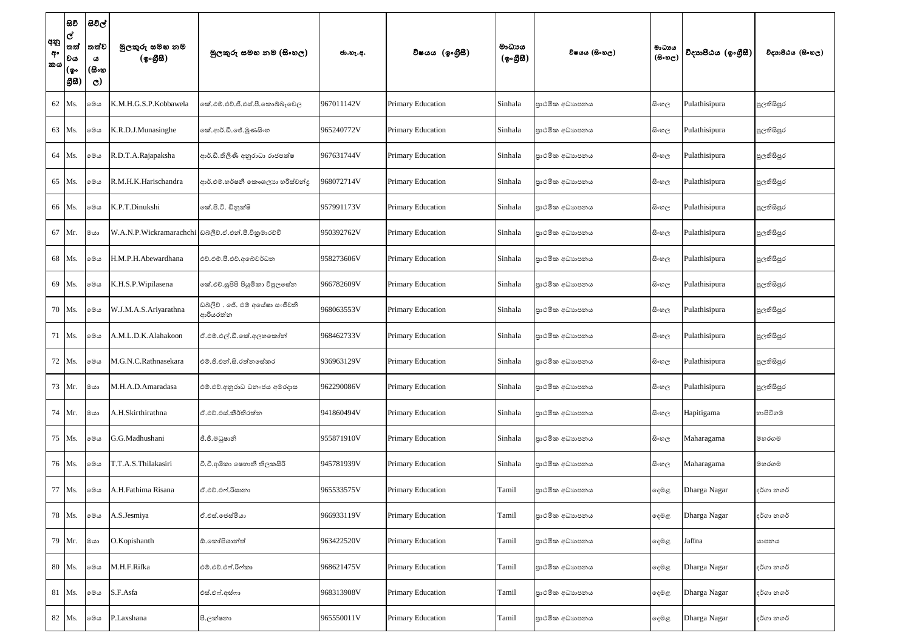| අනු අංකය | සිවිල් තත්වය (ඉංග්‍රීසි) | සිවිල් තත්වය (සිංහල) | මුලකුරු සමඟ නම (ඉංග්‍රීසි) | මුලකුරු සමඟ නම (සිංහල) | ජා.හැ.අ. | විෂයය (ඉංග්‍රීසි) | මාධ්‍යය (ඉංග්‍රීසි) | විෂයය (සිංහල) | මාධ්‍යය (සිංහල) | විද්‍යාපීඨය (ඉංග්‍රීසි) | විද්‍යාපීඨය (සිංහල) |
|---|---|---|---|---|---|---|---|---|---|---|---|
| 62 | Ms. | මෙය | K.M.H.G.S.P.Kobbawela | කේ.එම්.එච්.ජී.එස්.පී.කොබ්බෑවෙල | 967011142V | Primary Education | Sinhala | ප්‍රාථමික අධ්‍යාපනය | සිංහල | Pulathisipura | පුලතිසිපුර |
| 63 | Ms. | මෙය | K.R.D.J.Munasinghe | කේ.ආර්.ඩී.ජේ.මුණසිංහ | 965240772V | Primary Education | Sinhala | ප්‍රාථමික අධ්‍යාපනය | සිංහල | Pulathisipura | පුලතිසිපුර |
| 64 | Ms. | මෙය | R.D.T.A.Rajapaksha | ආර්.ඩී.තිලිණි අනුරාධා රාජපක්ෂ | 967631744V | Primary Education | Sinhala | ප්‍රාථමික අධ්‍යාපනය | සිංහල | Pulathisipura | පුලතිසිපුර |
| 65 | Ms. | මෙය | R.M.H.K.Harischandra | ආර්.එම්.හර්ෂනී කෞශල්‍යා හරිස්චන්ද්‍ර | 968072714V | Primary Education | Sinhala | ප්‍රාථමික අධ්‍යාපනය | සිංහල | Pulathisipura | පුලතිසිපුර |
| 66 | Ms. | මෙය | K.P.T.Dinukshi | කේ.පී.ටී. ඩිනුක්ෂි | 957991173V | Primary Education | Sinhala | ප්‍රාථමික අධ්‍යාපනය | සිංහල | Pulathisipura | පුලතිසිපුර |
| 67 | Mr. | මයා | W.A.N.P.Wickramarachchi | ඩබ්ලිව්.ඒ.එන්.පී.වික්‍රමාරච්චි | 950392762V | Primary Education | Sinhala | ප්‍රාථමික අධ්‍යාපනය | සිංහල | Pulathisipura | පුලතිසිපුර |
| 68 | Ms. | මෙය | H.M.P.H.Abewardhana | එච්.එම්.පී.එච්.අබේවර්ධන | 958273606V | Primary Education | Sinhala | ප්‍රාථමික අධ්‍යාපනය | සිංහල | Pulathisipura | පුලතිසිපුර |
| 69 | Ms. | මෙය | K.H.S.P.Wipilasena | කේ.එච්.සුසිපි පියුමිකා විපුලසේන | 966782609V | Primary Education | Sinhala | ප්‍රාථමික අධ්‍යාපනය | සිංහල | Pulathisipura | පුලතිසිපුර |
| 70 | Ms. | මෙය | W.J.M.A.S.Ariyarathna | ඩබ්ලිව් . ජේ. එම් අයේෂා සංජීවනි ආරියරත්න | 968063553V | Primary Education | Sinhala | ප්‍රාථමික අධ්‍යාපනය | සිංහල | Pulathisipura | පුලතිසිපුර |
| 71 | Ms. | මෙය | A.M.L.D.K.Alahakoon | ඒ.එම්.එල්.ඩී.කේ.අලහකෝන් | 968462733V | Primary Education | Sinhala | ප්‍රාථමික අධ්‍යාපනය | සිංහල | Pulathisipura | පුලතිසිපුර |
| 72 | Ms. | මෙය | M.G.N.C.Rathnasekara | එම්.ජී.එන්.සී.රත්නසේකර | 936963129V | Primary Education | Sinhala | ප්‍රාථමික අධ්‍යාපනය | සිංහල | Pulathisipura | පුලතිසිපුර |
| 73 | Mr. | මයා | M.H.A.D.Amaradasa | එම්.එච්.අනුරාධ ධනංජය අමරදාස | 962290086V | Primary Education | Sinhala | ප්‍රාථමික අධ්‍යාපනය | සිංහල | Pulathisipura | පුලතිසිපුර |
| 74 | Mr. | මයා | A.H.Skirthirathna | ඒ.එච්.එස්.කීර්තිරත්න | 941860494V | Primary Education | Sinhala | ප්‍රාථමික අධ්‍යාපනය | සිංහල | Hapitigama | හාපිටිගම |
| 75 | Ms. | මෙය | G.G.Madhushani | ජී.ජී.මධූෂානි | 955871910V | Primary Education | Sinhala | ප්‍රාථමික අධ්‍යාපනය | සිංහල | Maharagama | මහරගම |
| 76 | Ms. | මෙය | T.T.A.S.Thilakasiri | ටී.ටී.අශිකා ෂෙහානි තිලකසිරි | 945781939V | Primary Education | Sinhala | ප්‍රාථමික අධ්‍යාපනය | සිංහල | Maharagama | මහරගම |
| 77 | Ms. | මෙය | A.H.Fathima Risana | ඒ.එච්.එෆ්.රිසානා | 965533575V | Primary Education | Tamil | ප්‍රාථමික අධ්‍යාපනය | දෙමළ | Dharga Nagar | දර්ගා නගර් |
| 78 | Ms. | මෙය | A.S.Jesmiya | ඒ.එස්.ජෙස්මියා | 966933119V | Primary Education | Tamil | ප්‍රාථමික අධ්‍යාපනය | දෙමළ | Dharga Nagar | දර්ගා නගර් |
| 79 | Mr. | මයා | O.Kopishanth | ඕ.කෝපිශාන්ත් | 963422520V | Primary Education | Tamil | ප්‍රාථමික අධ්‍යාපනය | දෙමළ | Jaffna | යාපනය |
| 80 | Ms. | මෙය | M.H.F.Rifka | එම්.එච්.එෆ්.රිෆ්කා | 968621475V | Primary Education | Tamil | ප්‍රාථමික අධ්‍යාපනය | දෙමළ | Dharga Nagar | දර්ගා නගර් |
| 81 | Ms. | මෙය | S.F.Asfa | එස්.එෆ්.අස්ෆා | 968313908V | Primary Education | Tamil | ප්‍රාථමික අධ්‍යාපනය | දෙමළ | Dharga Nagar | දර්ගා නගර් |
| 82 | Ms. | මෙය | P.Laxshana | පී.ලක්ෂනා | 965550011V | Primary Education | Tamil | ප්‍රාථමික අධ්‍යාපනය | දෙමළ | Dharga Nagar | දර්ගා නගර් |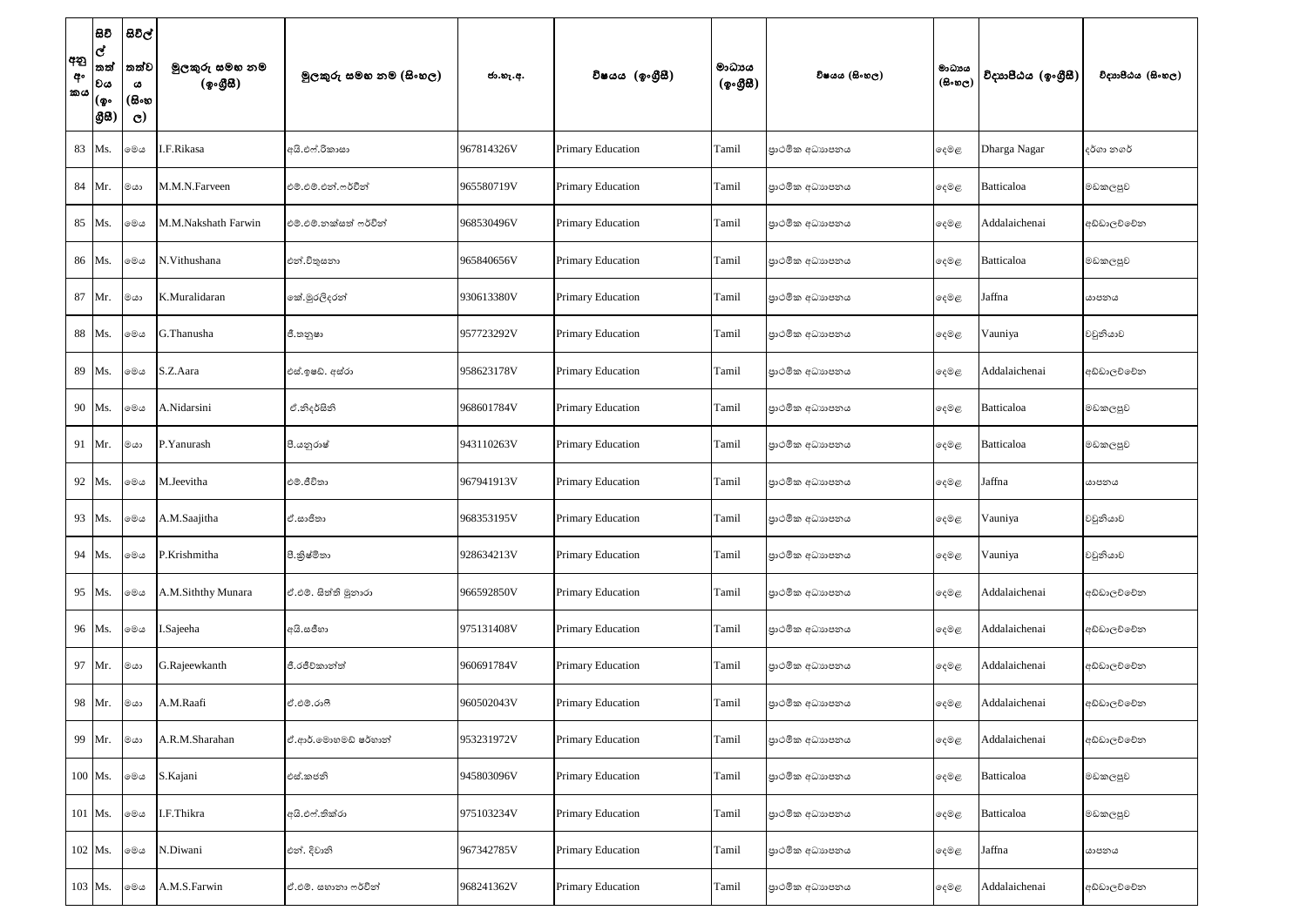| අනු අං කය | සිවිල් තත්වය (ඉංග්‍රීසි) | සිවිල් තත්වය (සිංහල) | මුලකුරු සමඟ නම (ඉංග්‍රීසි) | මුලකුරු සමඟ නම (සිංහල) | ජා.හැ.අ. | විෂයය (ඉංග්‍රීසි) | මාධ්‍යය (ඉංග්‍රීසි) | විෂයය (සිංහල) | මාධ්‍යය (සිංහල) | විද්‍යාපීඨය (ඉංග්‍රීසි) | විද්‍යාපීඨය (සිංහල) |
|---|---|---|---|---|---|---|---|---|---|---|---|
| 83 | Ms. | මෙය | I.F.Rikasa | අයි.එෆ්.රිකාසා | 967814326V | Primary Education | Tamil | ප්‍රාථමික අධ්‍යාපනය | දෙමළ | Dharga Nagar | දර්ගා නගර් |
| 84 | Mr. | මයා | M.M.N.Farveen | එම්.එම්.එන්.ෆර්වීන් | 965580719V | Primary Education | Tamil | ප්‍රාථමික අධ්‍යාපනය | දෙමළ | Batticaloa | මඩකලපුව |
| 85 | Ms. | මෙය | M.M.Nakshath Farwin | එම්.එම්.නක්ෂත් ෆර්වින් | 968530496V | Primary Education | Tamil | ප්‍රාථමික අධ්‍යාපනය | දෙමළ | Addalaichenai | අඩ්ඩාලච්චේන |
| 86 | Ms. | මෙය | N.Vithushana | එන්.විතුසනා | 965840656V | Primary Education | Tamil | ප්‍රාථමික අධ්‍යාපනය | දෙමළ | Batticaloa | මඩකලපුව |
| 87 | Mr. | මයා | K.Muralidaran | කේ.මුරලිදරන් | 930613380V | Primary Education | Tamil | ප්‍රාථමික අධ්‍යාපනය | දෙමළ | Jaffna | යාපනය |
| 88 | Ms. | මෙය | G.Thanusha | ජී.තනුෂා | 957723292V | Primary Education | Tamil | ප්‍රාථමික අධ්‍යාපනය | දෙමළ | Vauniya | වවුනියාව |
| 89 | Ms. | මෙය | S.Z.Aara | එස්.ඉසඩ්. අස්රා | 958623178V | Primary Education | Tamil | ප්‍රාථමික අධ්‍යාපනය | දෙමළ | Addalaichenai | අඩ්ඩාලච්චේන |
| 90 | Ms. | මෙය | A.Nidarsini | ඒ.නිදර්සිනි | 968601784V | Primary Education | Tamil | ප්‍රාථමික අධ්‍යාපනය | දෙමළ | Batticaloa | මඩකලපුව |
| 91 | Mr. | මයා | P.Yanurash | පී.යනුරාෂ් | 943110263V | Primary Education | Tamil | ප්‍රාථමික අධ්‍යාපනය | දෙමළ | Batticaloa | මඩකලපුව |
| 92 | Ms. | මෙය | M.Jeevitha | එම්.ජීවිතා | 967941913V | Primary Education | Tamil | ප්‍රාථමික අධ්‍යාපනය | දෙමළ | Jaffna | යාපනය |
| 93 | Ms. | මෙය | A.M.Saajitha | ඒ.සාජිතා | 968353195V | Primary Education | Tamil | ප්‍රාථමික අධ්‍යාපනය | දෙමළ | Vauniya | වවුනියාව |
| 94 | Ms. | මෙය | P.Krishmitha | පී.ක්‍රිෂ්මිතා | 928634213V | Primary Education | Tamil | ප්‍රාථමික අධ්‍යාපනය | දෙමළ | Vauniya | වවුනියාව |
| 95 | Ms. | මෙය | A.M.Siththy Munara | ඒ.එම්. සිත්ති මුනාරා | 966592850V | Primary Education | Tamil | ප්‍රාථමික අධ්‍යාපනය | දෙමළ | Addalaichenai | අඩ්ඩාලච්චේන |
| 96 | Ms. | මෙය | I.Sajeeha | අයි.සජීහා | 975131408V | Primary Education | Tamil | ප්‍රාථමික අධ්‍යාපනය | දෙමළ | Addalaichenai | අඩ්ඩාලච්චේන |
| 97 | Mr. | මයා | G.Rajeewkanth | ජී.රජීව්කාන්ත් | 960691784V | Primary Education | Tamil | ප්‍රාථමික අධ්‍යාපනය | දෙමළ | Addalaichenai | අඩ්ඩාලච්චේන |
| 98 | Mr. | මයා | A.M.Raafi | ඒ.එම්.රාෆි | 960502043V | Primary Education | Tamil | ප්‍රාථමික අධ්‍යාපනය | දෙමළ | Addalaichenai | අඩ්ඩාලච්චේන |
| 99 | Mr. | මයා | A.R.M.Sharahan | ඒ.ආර්.මොහමඩ් ෂරිහාන් | 953231972V | Primary Education | Tamil | ප්‍රාථමික අධ්‍යාපනය | දෙමළ | Addalaichenai | අඩ්ඩාලච්චේන |
| 100 | Ms. | මෙය | S.Kajani | එස්.කජනි | 945803096V | Primary Education | Tamil | ප්‍රාථමික අධ්‍යාපනය | දෙමළ | Batticaloa | මඩකලපුව |
| 101 | Ms. | මෙය | I.F.Thikra | අයි.එෆ්.තික්රා | 975103234V | Primary Education | Tamil | ප්‍රාථමික අධ්‍යාපනය | දෙමළ | Batticaloa | මඩකලපුව |
| 102 | Ms. | මෙය | N.Diwani | එන්. දිවානි | 967342785V | Primary Education | Tamil | ප්‍රාථමික අධ්‍යාපනය | දෙමළ | Jaffna | යාපනය |
| 103 | Ms. | මෙය | A.M.S.Farwin | ඒ.එම්. සහානා ෆර්වින් | 968241362V | Primary Education | Tamil | ප්‍රාථමික අධ්‍යාපනය | දෙමළ | Addalaichenai | අඩ්ඩාලච්චේන |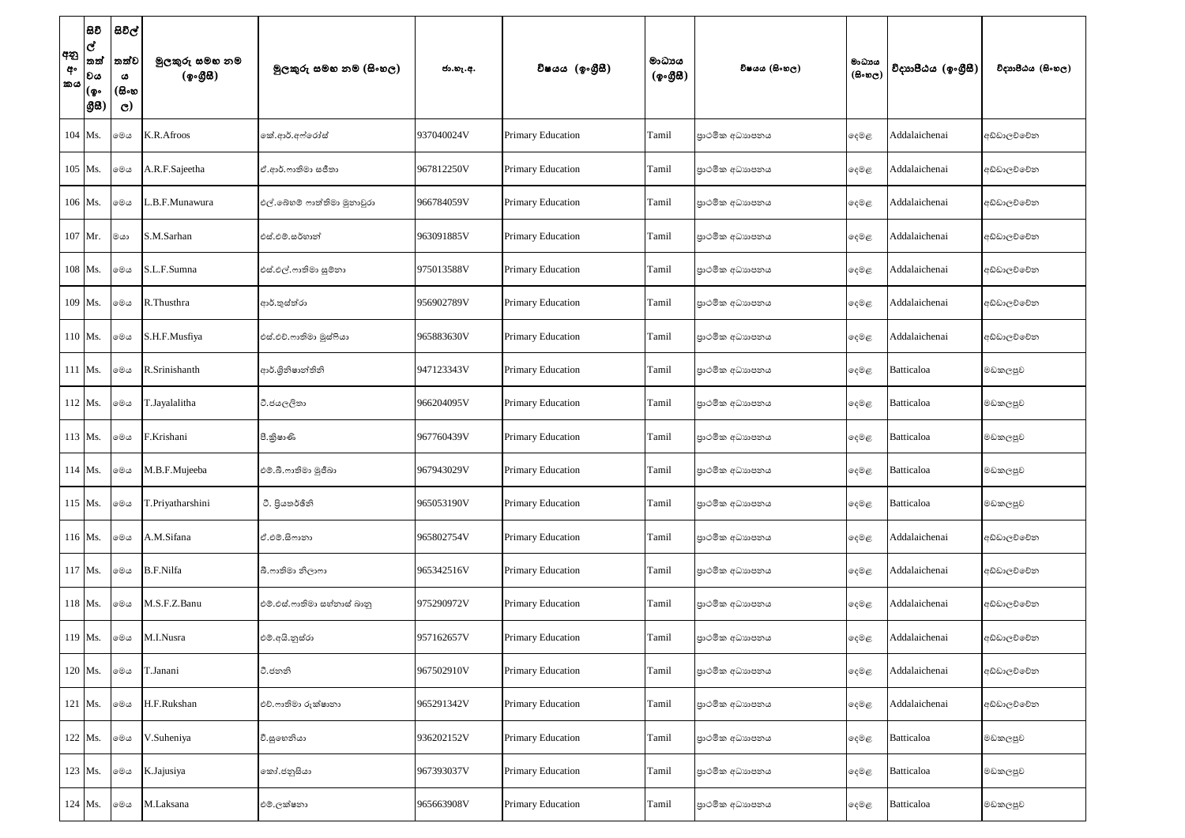| අනු අංකය | සිවිල් තත්වය (ඉංග්‍රීසි) | සිවිල් තත්වය (සිංහල) | මුලකුරු සමඟ නම (ඉංග්‍රීසි) | මුලකුරු සමඟ නම (සිංහල) | ජා.හැ.අ. | විෂයය (ඉංග්‍රීසි) | මාධ්‍යය (ඉංග්‍රීසි) | විෂයය (සිංහල) | මාධ්‍යය (සිංහල) | විද්‍යාපීඨය (ඉංග්‍රීසි) | විද්‍යාපීඨය (සිංහල) |
|---|---|---|---|---|---|---|---|---|---|---|---|
| 104 | Ms. | මෙය | K.R.Afroos | කේ.ආර්.අෆ්රෝස් | 937040024V | Primary Education | Tamil | ප්‍රාථමික අධ්‍යාපනය | දෙමළ | Addalaichenai | අඩ්ඩාලච්චේන |
| 105 | Ms. | මෙය | A.R.F.Sajeetha | ඒ.ආර්.ෆාතිමා සජීතා | 967812250V | Primary Education | Tamil | ප්‍රාථමික අධ්‍යාපනය | දෙමළ | Addalaichenai | අඩ්ඩාලච්චේන |
| 106 | Ms. | මෙය | L.B.F.Munawura | එල්.බෙහම් ෆාත්තිමා මුනාවුරා | 966784059V | Primary Education | Tamil | ප්‍රාථමික අධ්‍යාපනය | දෙමළ | Addalaichenai | අඩ්ඩාලච්චේන |
| 107 | Mr. | මයා | S.M.Sarhan | එස්.එම්.සර්හාන් | 963091885V | Primary Education | Tamil | ප්‍රාථමික අධ්‍යාපනය | දෙමළ | Addalaichenai | අඩ්ඩාලච්චේන |
| 108 | Ms. | මෙය | S.L.F.Sumna | එස්.එල්.ෆාතිමා සුම්නා | 975013588V | Primary Education | Tamil | ප්‍රාථමික අධ්‍යාපනය | දෙමළ | Addalaichenai | අඩ්ඩාලච්චේන |
| 109 | Ms. | මෙය | R.Thusthra | ආර්.තුස්ත්රා | 956902789V | Primary Education | Tamil | ප්‍රාථමික අධ්‍යාපනය | දෙමළ | Addalaichenai | අඩ්ඩාලච්චේන |
| 110 | Ms. | මෙය | S.H.F.Musfiya | එස්.එච්.ෆාතිමා මුස්ෆියා | 965883630V | Primary Education | Tamil | ප්‍රාථමික අධ්‍යාපනය | දෙමළ | Addalaichenai | අඩ්ඩාලච්චේන |
| 111 | Ms. | මෙය | R.Srinishanth | ආර්.ශ්‍රිනිෂාන්තිනි | 947123343V | Primary Education | Tamil | ප්‍රාථමික අධ්‍යාපනය | දෙමළ | Batticaloa | මඩකලපුව |
| 112 | Ms. | මෙය | T.Jayalalitha | ටී.ජයලලිතා | 966204095V | Primary Education | Tamil | ප්‍රාථමික අධ්‍යාපනය | දෙමළ | Batticaloa | මඩකලපුව |
| 113 | Ms. | මෙය | F.Krishani | පී.ක්‍රිෂාණි | 967760439V | Primary Education | Tamil | ප්‍රාථමික අධ්‍යාපනය | දෙමළ | Batticaloa | මඩකලපුව |
| 114 | Ms. | මෙය | M.B.F.Mujeeba | එම්.බී.ෆාතිමා මුජීබා | 967943029V | Primary Education | Tamil | ප්‍රාථමික අධ්‍යාපනය | දෙමළ | Batticaloa | මඩකලපුව |
| 115 | Ms. | මෙය | T.Priyatharshini | ටී. ප්‍රියතර්ෂිනි | 965053190V | Primary Education | Tamil | ප්‍රාථමික අධ්‍යාපනය | දෙමළ | Batticaloa | මඩකලපුව |
| 116 | Ms. | මෙය | A.M.Sifana | ඒ.එම්.සිෆානා | 965802754V | Primary Education | Tamil | ප්‍රාථමික අධ්‍යාපනය | දෙමළ | Addalaichenai | අඩ්ඩාලච්චේන |
| 117 | Ms. | මෙය | B.F.Nilfa | බී.ෆාතිමා නිල්ෆා | 965342516V | Primary Education | Tamil | ප්‍රාථමික අධ්‍යාපනය | දෙමළ | Addalaichenai | අඩ්ඩාලච්චේන |
| 118 | Ms. | මෙය | M.S.F.Z.Banu | එම්.එස්.ෆාතිමා සෆ්නාස් බානු | 975290972V | Primary Education | Tamil | ප්‍රාථමික අධ්‍යාපනය | දෙමළ | Addalaichenai | අඩ්ඩාලච්චේන |
| 119 | Ms. | මෙය | M.I.Nusra | එම්.අයි.නුස්රා | 957162657V | Primary Education | Tamil | ප්‍රාථමික අධ්‍යාපනය | දෙමළ | Addalaichenai | අඩ්ඩාලච්චේන |
| 120 | Ms. | මෙය | T.Janani | ටී.ජනනි | 967502910V | Primary Education | Tamil | ප්‍රාථමික අධ්‍යාපනය | දෙමළ | Addalaichenai | අඩ්ඩාලච්චේන |
| 121 | Ms. | මෙය | H.F.Rukshan | එච්.ෆාතිමා රුක්ෂානා | 965291342V | Primary Education | Tamil | ප්‍රාථමික අධ්‍යාපනය | දෙමළ | Addalaichenai | අඩ්ඩාලච්චේන |
| 122 | Ms. | මෙය | V.Suheniya | වී.සුහෙනියා | 936202152V | Primary Education | Tamil | ප්‍රාථමික අධ්‍යාපනය | දෙමළ | Batticaloa | මඩකලපුව |
| 123 | Ms. | මෙය | K.Jajusiya | කෝ.ජනුසියා | 967393037V | Primary Education | Tamil | ප්‍රාථමික අධ්‍යාපනය | දෙමළ | Batticaloa | මඩකලපුව |
| 124 | Ms. | මෙය | M.Laksana | එම්.ලක්ෂනා | 965663908V | Primary Education | Tamil | ප්‍රාථමික අධ්‍යාපනය | දෙමළ | Batticaloa | මඩකලපුව |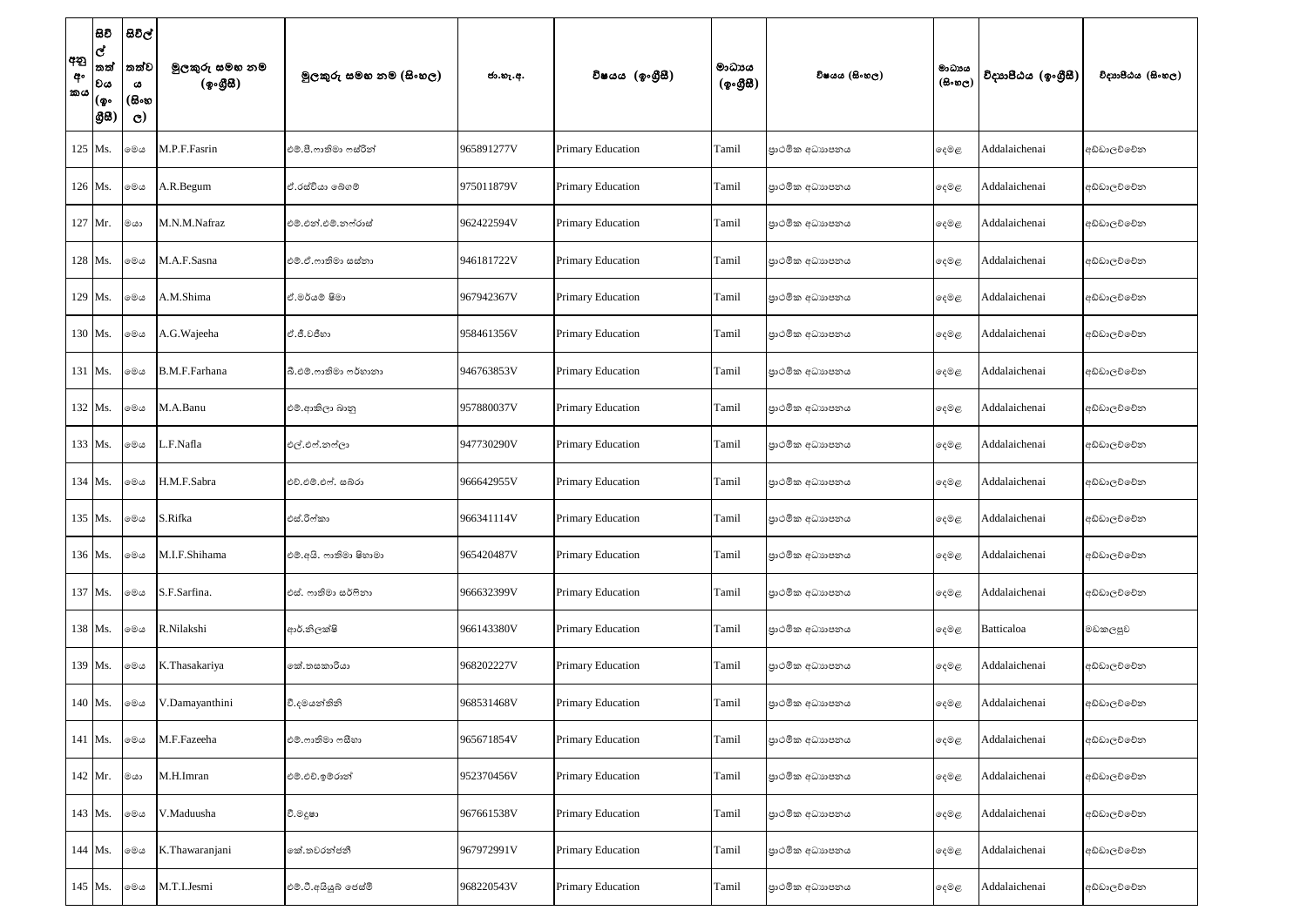| අනු අංකය | සිවිල් තත්වය (ඉංග්‍රීසි) | සිවිල් තත්වය (සිංහල) | මුලකුරු සමඟ නම (ඉංග්‍රීසි) | මුලකුරු සමඟ නම (සිංහල) | ජා.හැ.අ. | විෂයය (ඉංග්‍රීසි) | මාධ්‍යය (ඉංග්‍රීසි) | විෂයය (සිංහල) | මාධ්‍යය (සිංහල) | විද්‍යාපීඨය (ඉංග්‍රීසි) | විද්‍යාපීඨය (සිංහල) |
|---|---|---|---|---|---|---|---|---|---|---|---|
| 125 | Ms. | මෙය | M.P.F.Fasrin | එම්.පී.ෆාතිමා ෆස්රින් | 965891277V | Primary Education | Tamil | ප්‍රාථමික අධ්‍යාපනය | දෙමළ | Addalaichenai | අඩ්ඩාලච්චේන |
| 126 | Ms. | මෙය | A.R.Begum | ඒ.රස්වියා බේගම් | 975011879V | Primary Education | Tamil | ප්‍රාථමික අධ්‍යාපනය | දෙමළ | Addalaichenai | අඩ්ඩාලච්චේන |
| 127 | Mr. | මයා | M.N.M.Nafraz | එම්.එන්.එම්.නෆ්රාස් | 962422594V | Primary Education | Tamil | ප්‍රාථමික අධ්‍යාපනය | දෙමළ | Addalaichenai | අඩ්ඩාලච්චේන |
| 128 | Ms. | මෙය | M.A.F.Sasna | එම්.ඒ.ෆාතිමා සස්නා | 946181722V | Primary Education | Tamil | ප්‍රාථමික අධ්‍යාපනය | දෙමළ | Addalaichenai | අඩ්ඩාලච්චේන |
| 129 | Ms. | මෙය | A.M.Shima | ඒ.මරියම් ෂිමා | 967942367V | Primary Education | Tamil | ප්‍රාථමික අධ්‍යාපනය | දෙමළ | Addalaichenai | අඩ්ඩාලච්චේන |
| 130 | Ms. | මෙය | A.G.Wajeeha | ඒ.ජී.වජීහා | 958461356V | Primary Education | Tamil | ප්‍රාථමික අධ්‍යාපනය | දෙමළ | Addalaichenai | අඩ්ඩාලච්චේන |
| 131 | Ms. | මෙය | B.M.F.Farhana | බී.එම්.ෆාතිමා ෆර්හානා | 946763853V | Primary Education | Tamil | ප්‍රාථමික අධ්‍යාපනය | දෙමළ | Addalaichenai | අඩ්ඩාලච්චේන |
| 132 | Ms. | මෙය | M.A.Banu | එම්.ආකිලා බානු | 957880037V | Primary Education | Tamil | ප්‍රාථමික අධ්‍යාපනය | දෙමළ | Addalaichenai | අඩ්ඩාලච්චේන |
| 133 | Ms. | මෙය | L.F.Nafla | එල්.එෆ්.නෆ්ලා | 947730290V | Primary Education | Tamil | ප්‍රාථමික අධ්‍යාපනය | දෙමළ | Addalaichenai | අඩ්ඩාලච්චේන |
| 134 | Ms. | මෙය | H.M.F.Sabra | එච්.එම්.එෆ්. සබ්රා | 966642955V | Primary Education | Tamil | ප්‍රාථමික අධ්‍යාපනය | දෙමළ | Addalaichenai | අඩ්ඩාලච්චේන |
| 135 | Ms. | මෙය | S.Rifka | එස්.රිෆ්කා | 966341114V | Primary Education | Tamil | ප්‍රාථමික අධ්‍යාපනය | දෙමළ | Addalaichenai | අඩ්ඩාලච්චේන |
| 136 | Ms. | මෙය | M.I.F.Shihama | එම්.අයි. ෆාතිමා ෂිහාමා | 965420487V | Primary Education | Tamil | ප්‍රාථමික අධ්‍යාපනය | දෙමළ | Addalaichenai | අඩ්ඩාලච්චේන |
| 137 | Ms. | මෙය | S.F.Sarfina. | එස්. ෆාතිමා සර්ෆිනා | 966632399V | Primary Education | Tamil | ප්‍රාථමික අධ්‍යාපනය | දෙමළ | Addalaichenai | අඩ්ඩාලච්චේන |
| 138 | Ms. | මෙය | R.Nilakshi | ආර්.නිලක්ෂි | 966143380V | Primary Education | Tamil | ප්‍රාථමික අධ්‍යාපනය | දෙමළ | Batticaloa | මඩකලපුව |
| 139 | Ms. | මෙය | K.Thasakariya | කේ.තසකාරියා | 968202227V | Primary Education | Tamil | ප්‍රාථමික අධ්‍යාපනය | දෙමළ | Addalaichenai | අඩ්ඩාලච්චේන |
| 140 | Ms. | මෙය | V.Damayanthini | වී.දමයන්තිනි | 968531468V | Primary Education | Tamil | ප්‍රාථමික අධ්‍යාපනය | දෙමළ | Addalaichenai | අඩ්ඩාලච්චේන |
| 141 | Ms. | මෙය | M.F.Fazeeha | එම්.ෆාතිමා ෆසීහා | 965671854V | Primary Education | Tamil | ප්‍රාථමික අධ්‍යාපනය | දෙමළ | Addalaichenai | අඩ්ඩාලච්චේන |
| 142 | Mr. | මයා | M.H.Imran | එම්.එච්.ඉම්රාන් | 952370456V | Primary Education | Tamil | ප්‍රාථමික අධ්‍යාපනය | දෙමළ | Addalaichenai | අඩ්ඩාලච්චේන |
| 143 | Ms. | මෙය | V.Maduusha | වී.මදූෂා | 967661538V | Primary Education | Tamil | ප්‍රාථමික අධ්‍යාපනය | දෙමළ | Addalaichenai | අඩ්ඩාලච්චේන |
| 144 | Ms. | මෙය | K.Thawaranjani | කේ.තවරන්ජනී | 967972991V | Primary Education | Tamil | ප්‍රාථමික අධ්‍යාපනය | දෙමළ | Addalaichenai | අඩ්ඩාලච්චේන |
| 145 | Ms. | මෙය | M.T.I.Jesmi | එම්.ටී.අයියුබ් ජෙස්මි | 968220543V | Primary Education | Tamil | ප්‍රාථමික අධ්‍යාපනය | දෙමළ | Addalaichenai | අඩ්ඩාලච්චේන |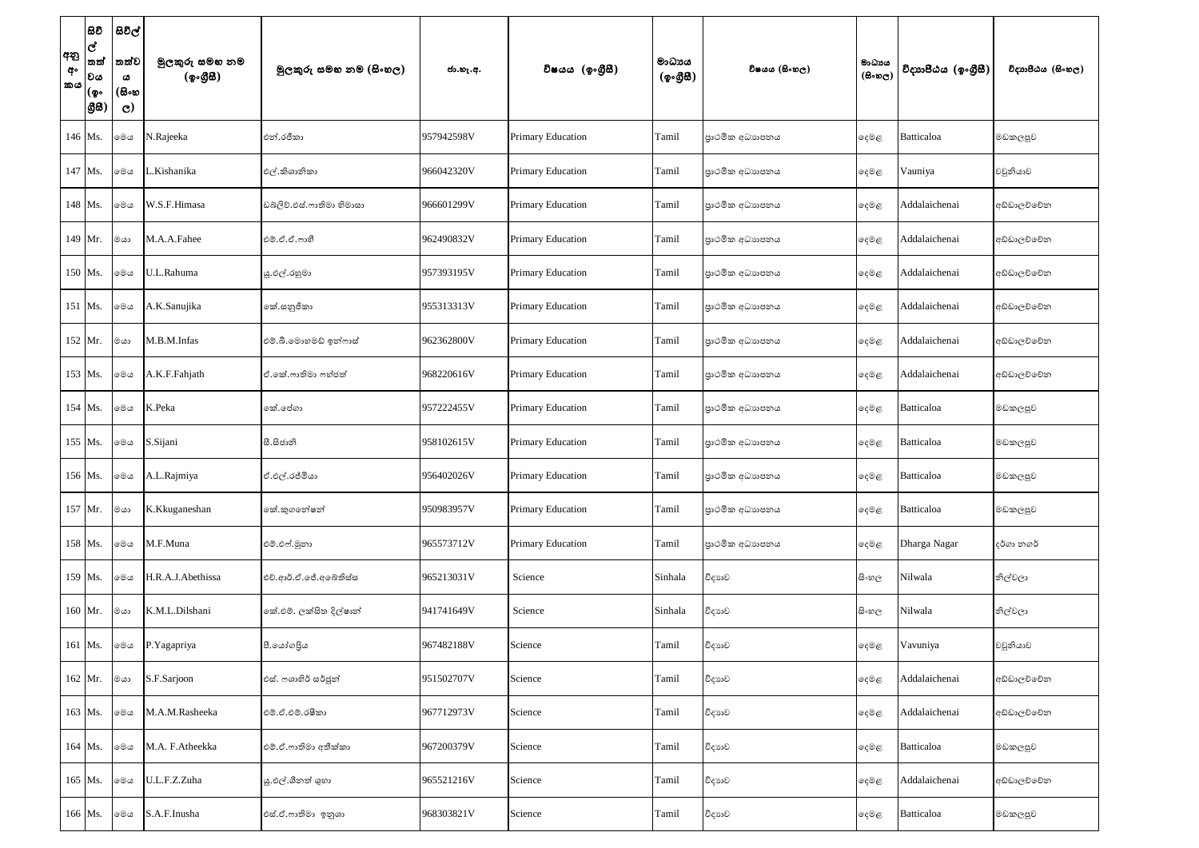| අනු අං කය | සිවිල් තත්වය (ඉං ග්‍රීසි) | සිවිල් තත්වය (සිංහල) | මුලකුරු සමඟ නම (ඉංග්‍රීසි) | මුලකුරු සමඟ නම (සිංහල) | ජා.හැ.අ. | විෂයය (ඉංග්‍රීසි) | මාධ්‍යය (ඉංග්‍රීසි) | විෂයය (සිංහල) | මාධ්‍යය (සිංහල) | විද්‍යාපීඨය (ඉංග්‍රීසි) | විද්‍යාපීඨය (සිංහල) |
|---|---|---|---|---|---|---|---|---|---|---|---|
| 146 | Ms. | මෙය | N.Rajeeka | එන්.රජීකා | 957942598V | Primary Education | Tamil | ප්‍රාථමික අධ්‍යාපනය | දෙමළ | Batticaloa | මඩකලපුව |
| 147 | Ms. | මෙය | L.Kishanika | එල්.කිශානිකා | 966042320V | Primary Education | Tamil | ප්‍රාථමික අධ්‍යාපනය | දෙමළ | Vauniya | වවුනියාව |
| 148 | Ms. | මෙය | W.S.F.Himasa | ඩබ්ලිව්.එස්.ෆාතිමා හිමාසා | 966601299V | Primary Education | Tamil | ප්‍රාථමික අධ්‍යාපනය | දෙමළ | Addalaichenai | අඩ්ඩාලච්චේන |
| 149 | Mr. | මයා | M.A.A.Fahee | එම්.ඒ.ඒ.ෆාහී | 962490832V | Primary Education | Tamil | ප්‍රාථමික අධ්‍යාපනය | දෙමළ | Addalaichenai | අඩ්ඩාලච්චේන |
| 150 | Ms. | මෙය | U.L.Rahuma | යූ.එල්.රහුමා | 957393195V | Primary Education | Tamil | ප්‍රාථමික අධ්‍යාපනය | දෙමළ | Addalaichenai | අඩ්ඩාලච්චේන |
| 151 | Ms. | මෙය | A.K.Sanujika | කේ.සනුජිකා | 955313313V | Primary Education | Tamil | ප්‍රාථමික අධ්‍යාපනය | දෙමළ | Addalaichenai | අඩ්ඩාලච්චේන |
| 152 | Mr. | මයා | M.B.M.Infas | එම්.බී.මොහමඩ් ඉන්ෆාස් | 962362800V | Primary Education | Tamil | ප්‍රාථමික අධ්‍යාපනය | දෙමළ | Addalaichenai | අඩ්ඩාලච්චේන |
| 153 | Ms. | මෙය | A.K.F.Fahjath | ඒ.කේ.ෆාතිමා ෆහ්ජත් | 968220616V | Primary Education | Tamil | ප්‍රාථමික අධ්‍යාපනය | දෙමළ | Addalaichenai | අඩ්ඩාලච්චේන |
| 154 | Ms. | මෙය | K.Peka | කේ.පේගා | 957222455V | Primary Education | Tamil | ප්‍රාථමික අධ්‍යාපනය | දෙමළ | Batticaloa | මඩකලපුව |
| 155 | Ms. | මෙය | S.Sijani | සී.සිජානි | 958102615V | Primary Education | Tamil | ප්‍රාථමික අධ්‍යාපනය | දෙමළ | Batticaloa | මඩකලපුව |
| 156 | Ms. | මෙය | A.L.Rajmiya | ඒ.එල්.රජ්මියා | 956402026V | Primary Education | Tamil | ප්‍රාථමික අධ්‍යාපනය | දෙමළ | Batticaloa | මඩකලපුව |
| 157 | Mr. | මයා | K.Kkuganeshan | කේ.කුගනේෂන් | 950983957V | Primary Education | Tamil | ප්‍රාථමික අධ්‍යාපනය | දෙමළ | Batticaloa | මඩකලපුව |
| 158 | Ms. | මෙය | M.F.Muna | එම්.එෆ්.මුනා | 965573712V | Primary Education | Tamil | ප්‍රාථමික අධ්‍යාපනය | දෙමළ | Dharga Nagar | දර්ගා නගර් |
| 159 | Ms. | මෙය | H.R.A.J.Abethissa | එච්.ආර්.ඒ.ජේ.අබේතිස්ස | 965213031V | Science | Sinhala | විද්‍යාව | සිංහල | Nilwala | නිල්වලා |
| 160 | Mr. | මයා | K.M.L.Dilshani | කේ.එම්. ලක්සිත දිල්ෂාන් | 941741649V | Science | Sinhala | විද්‍යාව | සිංහල | Nilwala | නිල්වලා |
| 161 | Ms. | මෙය | P.Yagapriya | පී.යෝගප්‍රිය | 967482188V | Science | Tamil | විද්‍යාව | දෙමළ | Vavuniya | වවුනියාව |
| 162 | Mr. | මයා | S.F.Sarjoon | එස්. ෆශාහිර් සර්ජූන් | 951502707V | Science | Tamil | විද්‍යාව | දෙමළ | Addalaichenai | අඩ්ඩාලච්චේන |
| 163 | Ms. | මෙය | M.A.M.Rasheeka | එම්.ඒ.එම්.රෂීකා | 967712973V | Science | Tamil | විද්‍යාව | දෙමළ | Addalaichenai | අඩ්ඩාලච්චේන |
| 164 | Ms. | මෙය | M.A. F.Atheekka | එම්.ඒ.ෆාතිමා අතීක්කා | 967200379V | Science | Tamil | විද්‍යාව | දෙමළ | Batticaloa | මඩකලපුව |
| 165 | Ms. | මෙය | U.L.F.Z.Zuha | යූ.එල්.ශීනත් ශුහා | 965521216V | Science | Tamil | විද්‍යාව | දෙමළ | Addalaichenai | අඩ්ඩාලච්චේන |
| 166 | Ms. | මෙය | S.A.F.Inusha | එස්.ඒ.ෆාතිමා ඉනුශා | 968303821V | Science | Tamil | විද්‍යාව | දෙමළ | Batticaloa | මඩකලපුව |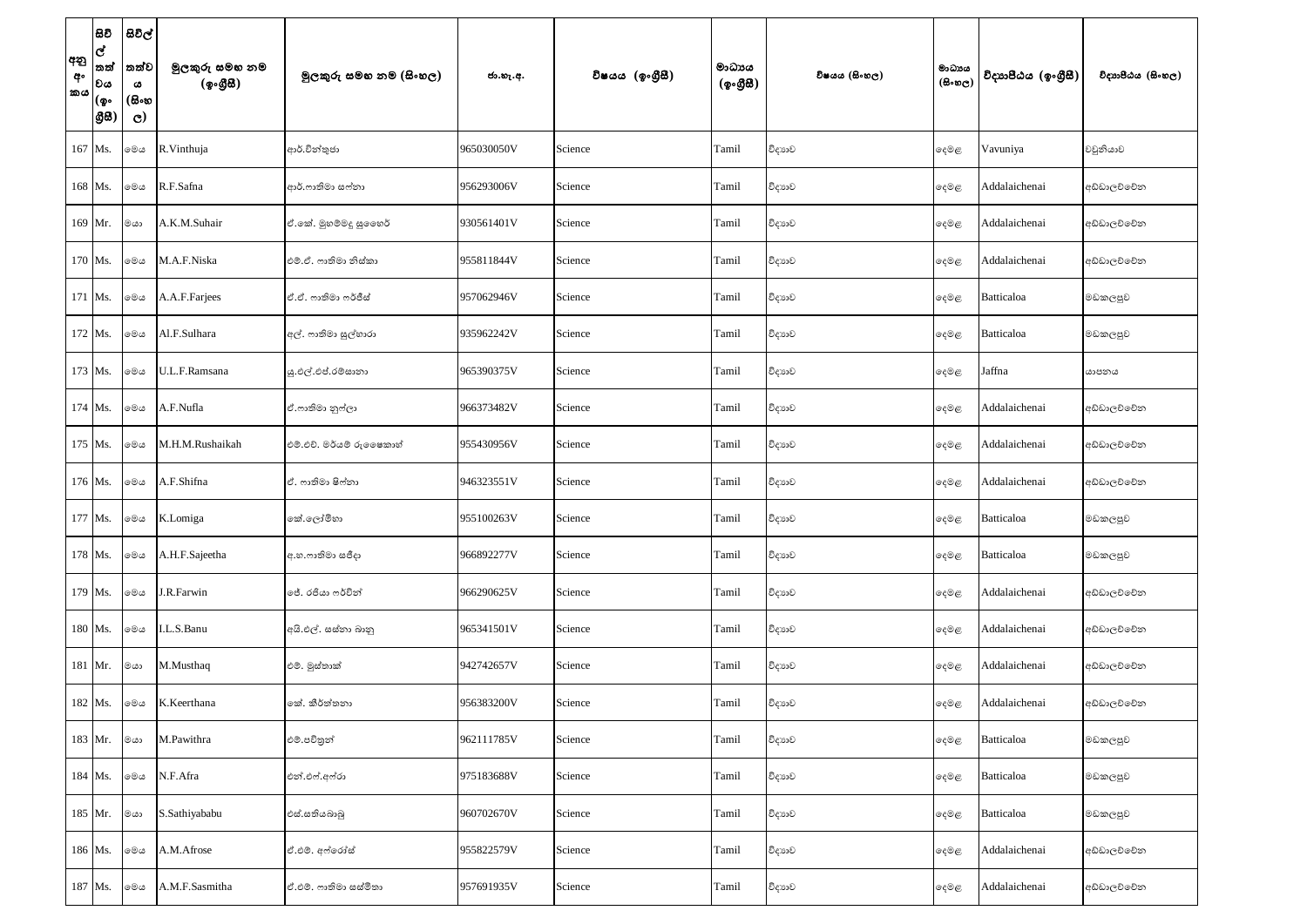| අනු අං කය | සිවිල් තත්වය (ඉංග්‍රීසි) | සිවිල් තත්වය (සිංහල) | මුලකුරු සමඟ නම (ඉංග්‍රීසි) | මුලකුරු සමඟ නම (සිංහල) | ජා.හැ.අ. | විෂයය (ඉංග්‍රීසි) | මාධ්‍යය (ඉංග්‍රීසි) | විෂයය (සිංහල) | මාධ්‍යය (සිංහල) | විද්‍යාපීඨය (ඉංග්‍රීසි) | විද්‍යාපීඨය (සිංහල) |
|---|---|---|---|---|---|---|---|---|---|---|---|
| 167 | Ms. | මෙය | R.Vinthuja | ආර්.වින්තුජා | 965030050V | Science | Tamil | විද්‍යාව | දෙමළ | Vavuniya | වවුනියාව |
| 168 | Ms. | මෙය | R.F.Safna | ආර්.ෆාතිමා සෆ්නා | 956293006V | Science | Tamil | විද්‍යාව | දෙමළ | Addalaichenai | අඩ්ඩාලච්චේන |
| 169 | Mr. | මයා | A.K.M.Suhair | ඒ.කේ. මුහම්මදු සුහෛර් | 930561401V | Science | Tamil | විද්‍යාව | දෙමළ | Addalaichenai | අඩ්ඩාලච්චේන |
| 170 | Ms. | මෙය | M.A.F.Niska | එම්.ඒ. ෆාතිමා නිස්කා | 955811844V | Science | Tamil | විද්‍යාව | දෙමළ | Addalaichenai | අඩ්ඩාලච්චේන |
| 171 | Ms. | මෙය | A.A.F.Farjees | ඒ.ඒ. ෆාතිමා ෆර්ජීස් | 957062946V | Science | Tamil | විද්‍යාව | දෙමළ | Batticaloa | මඩකලපුව |
| 172 | Ms. | මෙය | Al.F.Sulhara | අල්. ෆාතිමා සුල්හාරා | 935962242V | Science | Tamil | විද්‍යාව | දෙමළ | Batticaloa | මඩකලපුව |
| 173 | Ms. | මෙය | U.L.F.Ramsana | යූ.එල්.එෆ්.රම්සානා | 965390375V | Science | Tamil | විද්‍යාව | දෙමළ | Jaffna | යාපනය |
| 174 | Ms. | මෙය | A.F.Nufla | ඒ.ෆාතිමා නුෆ්ලා | 966373482V | Science | Tamil | විද්‍යාව | දෙමළ | Addalaichenai | අඩ්ඩාලච්චේන |
| 175 | Ms. | මෙය | M.H.M.Rushaikah | එම්.එච්. මරියම් රුශෛකාහ් | 955430956V | Science | Tamil | විද්‍යාව | දෙමළ | Addalaichenai | අඩ්ඩාලච්චේන |
| 176 | Ms. | මෙය | A.F.Shifna | ඒ. ෆාතිමා ෂිෆ්නා | 946323551V | Science | Tamil | විද්‍යාව | දෙමළ | Addalaichenai | අඩ්ඩාලච්චේන |
| 177 | Ms. | මෙය | K.Lomiga | කේ.ලෝමිහා | 955100263V | Science | Tamil | විද්‍යාව | දෙමළ | Batticaloa | මඩකලපුව |
| 178 | Ms. | මෙය | A.H.F.Sajeetha | අ.හ.ෆාතිමා සජීදා | 966892277V | Science | Tamil | විද්‍යාව | දෙමළ | Batticaloa | මඩකලපුව |
| 179 | Ms. | මෙය | J.R.Farwin | ජේ. රජියා ෆර්වින් | 966290625V | Science | Tamil | විද්‍යාව | දෙමළ | Addalaichenai | අඩ්ඩාලච්චේන |
| 180 | Ms. | මෙය | I.L.S.Banu | අයි.එල්. සස්නා බානු | 965341501V | Science | Tamil | විද්‍යාව | දෙමළ | Addalaichenai | අඩ්ඩාලච්චේන |
| 181 | Mr. | මයා | M.Musthaq | එම්. මුස්තාක් | 942742657V | Science | Tamil | විද්‍යාව | දෙමළ | Addalaichenai | අඩ්ඩාලච්චේන |
| 182 | Ms. | මෙය | K.Keerthana | කේ. කීර්ත්තනා | 956383200V | Science | Tamil | විද්‍යාව | දෙමළ | Addalaichenai | අඩ්ඩාලච්චේන |
| 183 | Mr. | මයා | M.Pawithra | එම්.පවිත්‍රන් | 962111785V | Science | Tamil | විද්‍යාව | දෙමළ | Batticaloa | මඩකලපුව |
| 184 | Ms. | මෙය | N.F.Afra | එන්.එෆ්.අෆ්රා | 975183688V | Science | Tamil | විද්‍යාව | දෙමළ | Batticaloa | මඩකලපුව |
| 185 | Mr. | මයා | S.Sathiyababu | එස්.සතියබාබු | 960702670V | Science | Tamil | විද්‍යාව | දෙමළ | Batticaloa | මඩකලපුව |
| 186 | Ms. | මෙය | A.M.Afrose | ඒ.එම්. අෆ්රෝස් | 955822579V | Science | Tamil | විද්‍යාව | දෙමළ | Addalaichenai | අඩ්ඩාලච්චේන |
| 187 | Ms. | මෙය | A.M.F.Sasmitha | ඒ.එම්. ෆාතිමා සස්මිතා | 957691935V | Science | Tamil | විද්‍යාව | දෙමළ | Addalaichenai | අඩ්ඩාලච්චේන |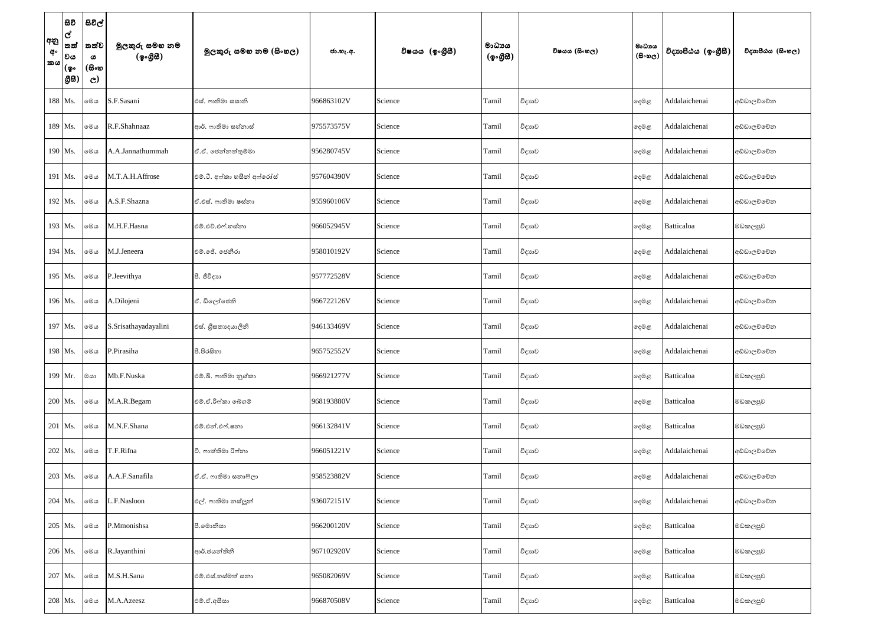| අනු අංකය | සිවිල් තත්වය (ඉංග්‍රීසි) | සිවිල් තත්වය (සිංහල) | මුලකුරු සමඟ නම (ඉංග්‍රීසි) | මුලකුරු සමඟ නම (සිංහල) | ජා.හැ.අ. | විෂයය (ඉංග්‍රීසි) | මාධ්‍යය (ඉංග්‍රීසි) | විෂයය (සිංහල) | මාධ්‍යය (සිංහල) | විද්‍යාපීඨය (ඉංග්‍රීසි) | විද්‍යාපීඨය (සිංහල) |
|---|---|---|---|---|---|---|---|---|---|---|---|
| 188 | Ms. | මෙය | S.F.Sasani | එස්. ෆාතිමා සසානි | 966863102V | Science | Tamil | විද්‍යාව | දෙමළ | Addalaichenai | අඩ්ඩාලච්චේන |
| 189 | Ms. | මෙය | R.F.Shahnaaz | ආර්. ෆාතිමා සහ්නාස් | 975573575V | Science | Tamil | විද්‍යාව | දෙමළ | Addalaichenai | අඩ්ඩාලච්චේන |
| 190 | Ms. | මෙය | A.A.Jannathummah | ඒ.ඒ. ජෙන්නත්තුම්මා | 956280745V | Science | Tamil | විද්‍යාව | දෙමළ | Addalaichenai | අඩ්ඩාලච්චේන |
| 191 | Ms. | මෙය | M.T.A.H.Affrose | එම්.ටී. අෆ්කා හසීන් අෆ්රෝස් | 957604390V | Science | Tamil | විද්‍යාව | දෙමළ | Addalaichenai | අඩ්ඩාලච්චේන |
| 192 | Ms. | මෙය | A.S.F.Shazna | ඒ.එස්. ෆාතිමා ෂස්නා | 955960106V | Science | Tamil | විද්‍යාව | දෙමළ | Addalaichenai | අඩ්ඩාලච්චේන |
| 193 | Ms. | මෙය | M.H.F.Hasna | එම්.එච්.එෆ්.හස්නා | 966052945V | Science | Tamil | විද්‍යාව | දෙමළ | Batticaloa | මඩකලපුව |
| 194 | Ms. | මෙය | M.J.Jeneera | එම්.ජේ. ජෙනීරා | 958010192V | Science | Tamil | විද්‍යාව | දෙමළ | Addalaichenai | අඩ්ඩාලච්චේන |
| 195 | Ms. | මෙය | P.Jeevithya | පී. ජීවිද්‍යා | 957772528V | Science | Tamil | විද්‍යාව | දෙමළ | Addalaichenai | අඩ්ඩාලච්චේන |
| 196 | Ms. | මෙය | A.Dilojeni | ඒ. ඩිලෝජෙනි | 966722126V | Science | Tamil | විද්‍යාව | දෙමළ | Addalaichenai | අඩ්ඩාලච්චේන |
| 197 | Ms. | මෙය | S.Srisathayadayalini | එස්. ශ්‍රීසත්‍යදයාලිනි | 946133469V | Science | Tamil | විද්‍යාව | දෙමළ | Addalaichenai | අඩ්ඩාලච්චේන |
| 198 | Ms. | මෙය | P.Pirasiha | පී.පිරසිහා | 965752552V | Science | Tamil | විද්‍යාව | දෙමළ | Addalaichenai | අඩ්ඩාලච්චේන |
| 199 | Mr. | මයා | Mb.F.Nuska | එම්.බී. ෆාතිමා නුශ්කා | 966921277V | Science | Tamil | විද්‍යාව | දෙමළ | Batticaloa | මඩකලපුව |
| 200 | Ms. | මෙය | M.A.R.Begam | එම්.ඒ.රිෆ්කා බෙගම් | 968193880V | Science | Tamil | විද්‍යාව | දෙමළ | Batticaloa | මඩකලපුව |
| 201 | Ms. | මෙය | M.N.F.Shana | එම්.එන්.එෆ්.ෂනා | 966132841V | Science | Tamil | විද්‍යාව | දෙමළ | Batticaloa | මඩකලපුව |
| 202 | Ms. | මෙය | T.F.Rifna | ටී. ෆාත්තිමා රිෆ්නා | 966051221V | Science | Tamil | විද්‍යාව | දෙමළ | Addalaichenai | අඩ්ඩාලච්චේන |
| 203 | Ms. | මෙය | A.A.F.Sanafila | ඒ.ඒ. ෆාතිමා සනාෆිලා | 958523882V | Science | Tamil | විද්‍යාව | දෙමළ | Addalaichenai | අඩ්ඩාලච්චේන |
| 204 | Ms. | මෙය | L.F.Nasloon | එල්. ෆාතිමා නස්ලූන් | 936072151V | Science | Tamil | විද්‍යාව | දෙමළ | Addalaichenai | අඩ්ඩාලච්චේන |
| 205 | Ms. | මෙය | P.Mmonishsa | පී.මොනිසා | 966200120V | Science | Tamil | විද්‍යාව | දෙමළ | Batticaloa | මඩකලපුව |
| 206 | Ms. | මෙය | R.Jayanthini | ආර්.ජයන්තිනි | 967102920V | Science | Tamil | විද්‍යාව | දෙමළ | Batticaloa | මඩකලපුව |
| 207 | Ms. | මෙය | M.S.H.Sana | එම්.එස්.හස්මත් සනා | 965082069V | Science | Tamil | විද්‍යාව | දෙමළ | Batticaloa | මඩකලපුව |
| 208 | Ms. | මෙය | M.A.Azeesz | එම්.ඒ.අසීසා | 966870508V | Science | Tamil | විද්‍යාව | දෙමළ | Batticaloa | මඩකලපුව |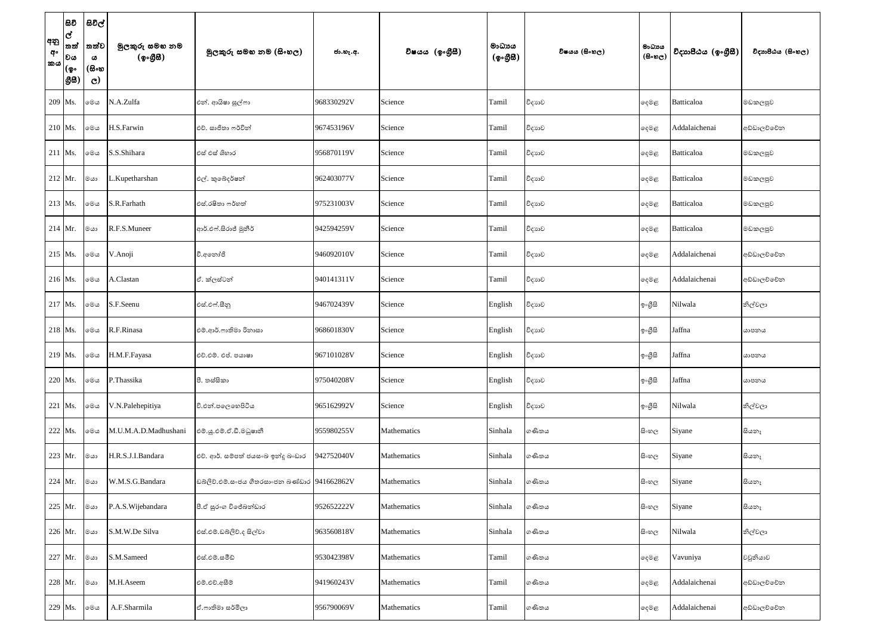| අනු අංකය | සිවිල් තත්වය (ඉංග්‍රීසි) | සිවිල් තත්වය (සිංහල) | මුලකුරු සමඟ නම (ඉංග්‍රීසි) | මුලකුරු සමඟ නම (සිංහල) | ජා.හැ.අ. | විෂයය (ඉංග්‍රීසි) | මාධ්‍යය (ඉංග්‍රීසි) | විෂයය (සිංහල) | මාධ්‍යය (සිංහල) | විද්‍යාපීඨය (ඉංග්‍රීසි) | විද්‍යාපීඨය (සිංහල) |
|---|---|---|---|---|---|---|---|---|---|---|---|
| 209 | Ms. | මෙය | N.A.Zulfa | එන්. ආයිෂා සුල්ෆා | 968330292V | Science | Tamil | විද්‍යාව | දෙමළ | Batticaloa | මඩකලපුව |
| 210 | Ms. | මෙය | H.S.Farwin | එච්. සාජිතා ෆර්වින් | 967453196V | Science | Tamil | විද්‍යාව | දෙමළ | Addalaichenai | අඩ්ඩාලච්චේන |
| 211 | Ms. | මෙය | S.S.Shihara | එස් එස් ශිහාර | 956870119V | Science | Tamil | විද්‍යාව | දෙමළ | Batticaloa | මඩකලපුව |
| 212 | Mr. | මයා | L.Kupetharshan | එල්. කුබේදර්ෂන් | 962403077V | Science | Tamil | විද්‍යාව | දෙමළ | Batticaloa | මඩකලපුව |
| 213 | Ms. | මෙය | S.R.Farhath | එස්.රෂිතා ෆර්හත් | 975231003V | Science | Tamil | විද්‍යාව | දෙමළ | Batticaloa | මඩකලපුව |
| 214 | Mr. | මයා | R.F.S.Muneer | ආර්.එෆ්.සිරාජ් මුනීර් | 942594259V | Science | Tamil | විද්‍යාව | දෙමළ | Batticaloa | මඩකලපුව |
| 215 | Ms. | මෙය | V.Anoji | වී.අනෝජි | 946092010V | Science | Tamil | විද්‍යාව | දෙමළ | Addalaichenai | අඩ්ඩාලච්චේන |
| 216 | Ms. | මෙය | A.Clastan | ඒ. ක්ලස්ටන් | 940141311V | Science | Tamil | විද්‍යාව | දෙමළ | Addalaichenai | අඩ්ඩාලච්චේන |
| 217 | Ms. | මෙය | S.F.Seenu | එස්.එෆ්.සීනු | 946702439V | Science | English | විද්‍යාව | ඉංග්‍රීසි | Nilwala | නිල්වලා |
| 218 | Ms. | මෙය | R.F.Rinasa | එම්.ආර්.ෆාතිමා රිනාසා | 968601830V | Science | English | විද්‍යාව | ඉංග්‍රීසි | Jaffna | යාපනය |
| 219 | Ms. | මෙය | H.M.F.Fayasa | එච්.එම්. එෆ්. පයාෂා | 967101028V | Science | English | විද්‍යාව | ඉංග්‍රීසි | Jaffna | යාපනය |
| 220 | Ms. | මෙය | P.Thassika | පී. තස්සිකා | 975040208V | Science | English | විද්‍යාව | ඉංග්‍රීසි | Jaffna | යාපනය |
| 221 | Ms. | මෙය | V.N.Palehepitiya | වී.එන්.පලෙහෙපිටිය | 965162992V | Science | English | විද්‍යාව | ඉංග්‍රීසි | Nilwala | නිල්වලා |
| 222 | Ms. | මෙය | M.U.M.A.D.Madhushani | එම්.යූ.එම්.ඒ.ඩී.මධුෂානි | 955980255V | Mathematics | Sinhala | ගණිතය | සිංහල | Siyane | සියනෑ |
| 223 | Mr. | මයා | H.R.S.J.I.Bandara | එච්. ආර්. සම්පත් ජයසංඛ ඉන්දු බංඩාර | 942752040V | Mathematics | Sinhala | ගණිතය | සිංහල | Siyane | සියනෑ |
| 224 | Mr. | මයා | W.M.S.G.Bandara | ඩබ්ලිව්.එම්.සංජය ගීතරසාංජන බණ්ඩාර | 941662862V | Mathematics | Sinhala | ගණිතය | සිංහල | Siyane | සියනෑ |
| 225 | Mr. | මයා | P.A.S.Wijebandara | පී.ඒ සුරංග විජේබන්ඩාර | 952652222V | Mathematics | Sinhala | ගණිතය | සිංහල | Siyane | සියනෑ |
| 226 | Mr. | මයා | S.M.W.De Silva | එස්.එම්.ඩබ්ලිව්.ද සිල්වා | 963560818V | Mathematics | Sinhala | ගණිතය | සිංහල | Nilwala | නිල්වලා |
| 227 | Mr. | මයා | S.M.Sameed | එස්.එම්.සමීඩ් | 953042398V | Mathematics | Tamil | ගණිතය | දෙමළ | Vavuniya | වවුනියාව |
| 228 | Mr. | මයා | M.H.Aseem | එම්.එච්.අසීම් | 941960243V | Mathematics | Tamil | ගණිතය | දෙමළ | Addalaichenai | අඩ්ඩාලච්චේන |
| 229 | Ms. | මෙය | A.F.Sharmila | ඒ.ෆාතිමා සර්මිලා | 956790069V | Mathematics | Tamil | ගණිතය | දෙමළ | Addalaichenai | අඩ්ඩාලච්චේන |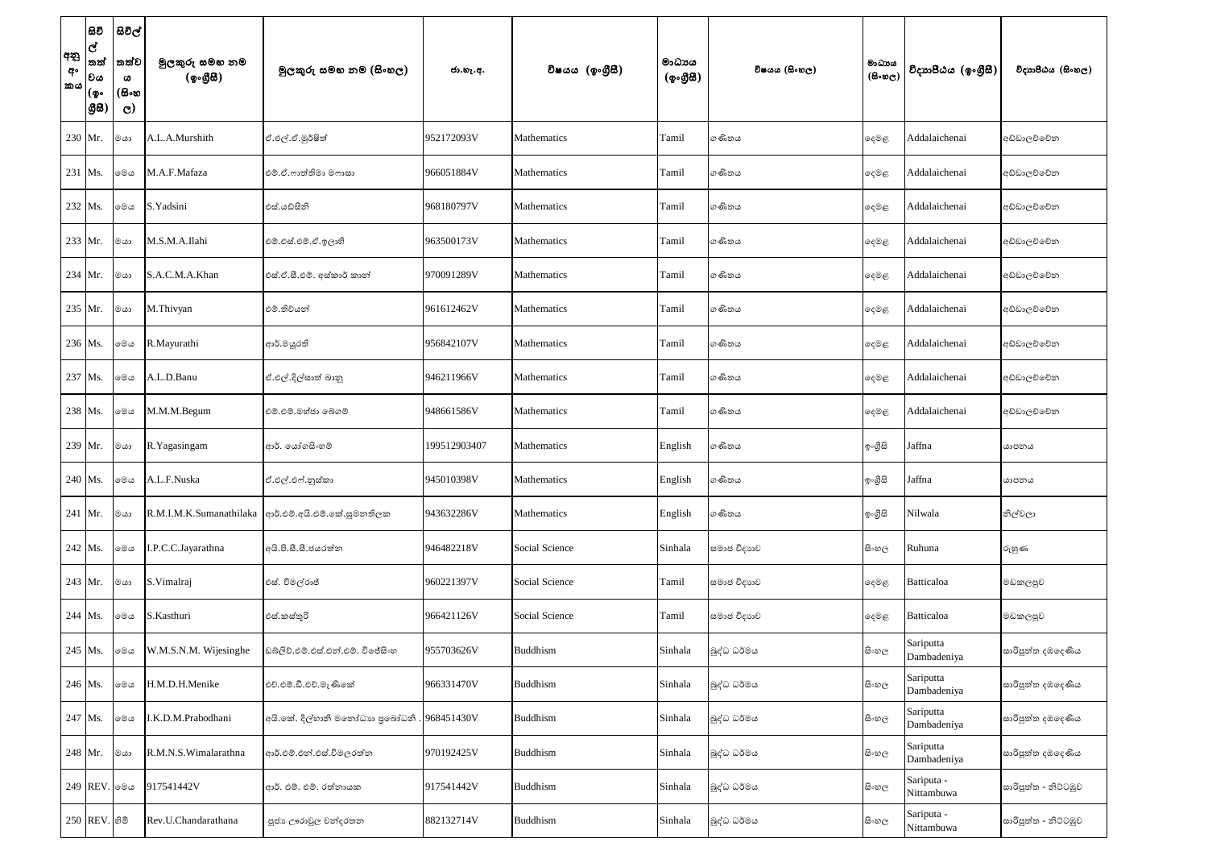| අනු අංකය | සිවිල් තත්වය (ඉංග්‍රීසි) | සිවිල් තත්වය (සිංහල) | මුලකුරු සමඟ නම (ඉංග්‍රීසි) | මුලකුරු සමඟ නම (සිංහල) | ජා.හැ.අ. | විෂයය (ඉංග්‍රීසි) | මාධ්‍යය (ඉංග්‍රීසි) | විෂයය (සිංහල) | මාධ්‍යය (සිංහල) | විද්‍යාපීඨය (ඉංග්‍රීසි) | විද්‍යාපීඨය (සිංහල) |
|---|---|---|---|---|---|---|---|---|---|---|---|
| 230 | Mr. | මයා | A.L.A.Murshith | ඒ.එල්.ඒ.මුර්ෂිත් | 952172093V | Mathematics | Tamil | ගණිතය | දෙමළ | Addalaichenai | අඩ්ඩාලච්චේන |
| 231 | Ms. | මෙය | M.A.F.Mafaza | එම්.ඒ.ෆාත්තිමා මෆාසා | 966051884V | Mathematics | Tamil | ගණිතය | දෙමළ | Addalaichenai | අඩ්ඩාලච්චේන |
| 232 | Ms. | මෙය | S.Yadsini | එස්.යඩ්සිනි | 968180797V | Mathematics | Tamil | ගණිතය | දෙමළ | Addalaichenai | අඩ්ඩාලච්චේන |
| 233 | Mr. | මයා | M.S.M.A.Ilahi | එම්.එස්.එම්.ඒ.ඉලාහි | 963500173V | Mathematics | Tamil | ගණිතය | දෙමළ | Addalaichenai | අඩ්ඩාලච්චේන |
| 234 | Mr. | මයා | S.A.C.M.A.Khan | එස්.ඒ.සී.එම්. අක්කාර් කාන් | 970091289V | Mathematics | Tamil | ගණිතය | දෙමළ | Addalaichenai | අඩ්ඩාලච්චේන |
| 235 | Mr. | මයා | M.Thivyan | එම්.තිව්යන් | 961612462V | Mathematics | Tamil | ගණිතය | දෙමළ | Addalaichenai | අඩ්ඩාලච්චේන |
| 236 | Ms. | මෙය | R.Mayurathi | ආර්.මයුරති | 956842107V | Mathematics | Tamil | ගණිතය | දෙමළ | Addalaichenai | අඩ්ඩාලච්චේන |
| 237 | Ms. | මෙය | A.L.D.Banu | ඒ.එල්.දිල්සාත් බානු | 946211966V | Mathematics | Tamil | ගණිතය | දෙමළ | Addalaichenai | අඩ්ඩාලච්චේන |
| 238 | Ms. | මෙය | M.M.M.Begum | එම්.එම්.මන්ජා බෙගම් | 948661586V | Mathematics | Tamil | ගණිතය | දෙමළ | Addalaichenai | අඩ්ඩාලච්චේන |
| 239 | Mr. | මයා | R.Yagasingam | ආර්. යෝගසිංහම් | 199512903407 | Mathematics | English | ගණිතය | ඉංග්‍රීසි | Jaffna | යාපනය |
| 240 | Ms. | මෙය | A.L.F.Nuska | ඒ.එල්.එෆ්.නුස්කා | 945010398V | Mathematics | English | ගණිතය | ඉංග්‍රීසි | Jaffna | යාපනය |
| 241 | Mr. | මයා | R.M.I.M.K.Sumanathilaka | ආර්.එම්.අයි.එම්.කේ.සුමනතිලක | 943632286V | Mathematics | English | ගණිතය | ඉංග්‍රීසි | Nilwala | නිල්වලා |
| 242 | Ms. | මෙය | I.P.C.C.Jayarathna | අයි.පී.සී.සී.ජයරත්න | 946482218V | Social Science | Sinhala | සමාජ විද්‍යාව | සිංහල | Ruhuna | රුහුණ |
| 243 | Mr. | මයා | S.Vimalraj | එස්. විමල්රාජ් | 960221397V | Social Science | Tamil | සමාජ විද්‍යාව | දෙමළ | Batticaloa | මඩකලපුව |
| 244 | Ms. | මෙය | S.Kasthuri | එස්.කස්තූරි | 966421126V | Social Science | Tamil | සමාජ විද්‍යාව | දෙමළ | Batticaloa | මඩකලපුව |
| 245 | Ms. | මෙය | W.M.S.N.M. Wijesinghe | ඩබ්ලිව්.එම්.එස්.එන්.එම්. විජේසිංහ | 955703626V | Buddhism | Sinhala | බුද්ධ ධර්මය | සිංහල | Sariputta Dambadeniya | සාරිපුත්ත දඹදෙණිය |
| 246 | Ms. | මෙය | H.M.D.H.Menike | එච්.එම්.ඩී.එච්.මැණිකේ | 966331470V | Buddhism | Sinhala | බුද්ධ ධර්මය | සිංහල | Sariputta Dambadeniya | සාරිපුත්ත දඹදෙණිය |
| 247 | Ms. | මෙය | I.K.D.M.Prabodhani | අයි.කේ. දිල්හානි මනෝධා ප්‍රබෝධනී . | 968451430V | Buddhism | Sinhala | බුද්ධ ධර්මය | සිංහල | Sariputta Dambadeniya | සාරිපුත්ත දඹදෙණිය |
| 248 | Mr. | මයා | R.M.N.S.Wimalarathna | ආර්.එම්.එන්.එස්.විමලරත්න | 970192425V | Buddhism | Sinhala | බුද්ධ ධර්මය | සිංහල | Sariputta Dambadeniya | සාරිපුත්ත දඹදෙණිය |
| 249 | REV. | මෙය | 917541442V | ආර්. එම්. එම්. රත්නායක | 917541442V | Buddhism | Sinhala | බුද්ධ ධර්මය | සිංහල | Sariputa - Nittambuwa | සාරිපුත්ත - නිට්ටඹුව |
| 250 | REV. | හිමි | Rev.U.Chandarathana | පූජ්‍ය උඩරාවුල චන්දරතන | 882132714V | Buddhism | Sinhala | බුද්ධ ධර්මය | සිංහල | Sariputa - Nittambuwa | සාරිපුත්ත - නිට්ටඹුව |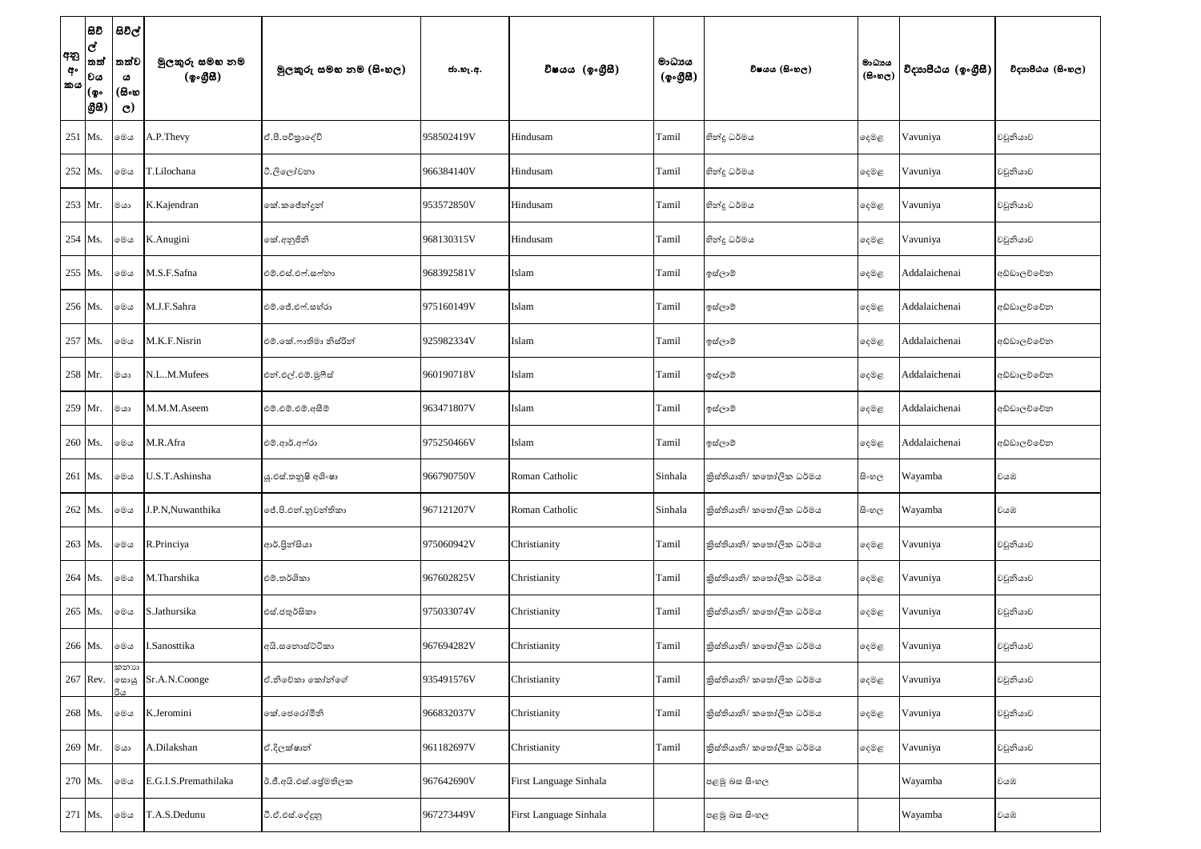| අනු අං කය | සිවිල් තත්වය (ඉංග්‍රීසි) | සිවිල් තත්වය (සිංහල) | මුලකුරු සමඟ නම (ඉංග්‍රීසි) | මුලකුරු සමඟ නම (සිංහල) | ජා.හැ.අ. | විෂයය (ඉංග්‍රීසි) | මාධ්‍යය (ඉංග්‍රීසි) | විෂයය (සිංහල) | මාධ්‍යය (සිංහල) | විද්‍යාපීඨය (ඉංග්‍රීසි) | විද්‍යාපීඨය (සිංහල) |
|---|---|---|---|---|---|---|---|---|---|---|---|
| 251 | Ms. | මෙය | A.P.Thevy | ඒ.පී.පවිත්‍රාදේවි | 958502419V | Hindusam | Tamil | හින්දු ධර්මය | දෙමළ | Vavuniya | වවුනියාව |
| 252 | Ms. | මෙය | T.Lilochana | ටී.ලිලෝචනා | 966384140V | Hindusam | Tamil | හින්දු ධර්මය | දෙමළ | Vavuniya | වවුනියාව |
| 253 | Mr. | මයා | K.Kajendran | කේ.කජේන්ද්‍රන් | 953572850V | Hindusam | Tamil | හින්දු ධර්මය | දෙමළ | Vavuniya | වවුනියාව |
| 254 | Ms. | මෙය | K.Anugini | කේ.අනුජිනි | 968130315V | Hindusam | Tamil | හින්දු ධර්මය | දෙමළ | Vavuniya | වවුනියාව |
| 255 | Ms. | මෙය | M.S.F.Safna | එම්.එස්.එෆ්.සෆ්නා | 968392581V | Islam | Tamil | ඉස්ලාම් | දෙමළ | Addalaichenai | අඩ්ඩාලච්චේන |
| 256 | Ms. | මෙය | M.J.F.Sahra | එම්.ජේ.එෆ්.සහ්රා | 975160149V | Islam | Tamil | ඉස්ලාම් | දෙමළ | Addalaichenai | අඩ්ඩාලච්චේන |
| 257 | Ms. | මෙය | M.K.F.Nisrin | එම්.කේ.ෆාතිමා නිස්රින් | 925982334V | Islam | Tamil | ඉස්ලාම් | දෙමළ | Addalaichenai | අඩ්ඩාලච්චේන |
| 258 | Mr. | මයා | N.L..M.Mufees | එන්.එල්.එම්.මුෆීස් | 960190718V | Islam | Tamil | ඉස්ලාම් | දෙමළ | Addalaichenai | අඩ්ඩාලච්චේන |
| 259 | Mr. | මයා | M.M.M.Aseem | එම්.එම්.එම්.අසීම් | 963471807V | Islam | Tamil | ඉස්ලාම් | දෙමළ | Addalaichenai | අඩ්ඩාලච්චේන |
| 260 | Ms. | මෙය | M.R.Afra | එම්.ආර්.අෆ්රා | 975250466V | Islam | Tamil | ඉස්ලාම් | දෙමළ | Addalaichenai | අඩ්ඩාලච්චේන |
| 261 | Ms. | මෙය | U.S.T.Ashinsha | යූ.එස්.තනුෂි අශිංෂා | 966790750V | Roman Catholic | Sinhala | ක්‍රිස්තියානි/ කතෝලික ධර්මය | සිංහල | Wayamba | වයඹ |
| 262 | Ms. | මෙය | J.P.N,Nuwanthika | ජේ.පී.එන්.නුවන්තිකා | 967121207V | Roman Catholic | Sinhala | ක්‍රිස්තියානි/ කතෝලික ධර්මය | සිංහල | Wayamba | වයඹ |
| 263 | Ms. | මෙය | R.Princiya | ආර්.ප්‍රින්සියා | 975060942V | Christianity | Tamil | ක්‍රිස්තියානි/ කතෝලික ධර්මය | දෙමළ | Vavuniya | වවුනියාව |
| 264 | Ms. | මෙය | M.Tharshika | එම්.තර්ශිකා | 967602825V | Christianity | Tamil | ක්‍රිස්තියානි/ කතෝලික ධර්මය | දෙමළ | Vavuniya | වවුනියාව |
| 265 | Ms. | මෙය | S.Jathursika | එස්.ජතුර්සිකා | 975033074V | Christianity | Tamil | ක්‍රිස්තියානි/ කතෝලික ධර්මය | දෙමළ | Vavuniya | වවුනියාව |
| 266 | Ms. | මෙය | I.Sanosttika | අයි.සනොස්ට්ටිකා | 967694282V | Christianity | Tamil | ක්‍රිස්තියානි/ කතෝලික ධර්මය | දෙමළ | Vavuniya | වවුනියාව |
| 267 | Rev. | කනායා සොයුරිය | Sr.A.N.Coonge | ඒ.නිවේකා කෝන්ගේ | 935491576V | Christianity | Tamil | ක්‍රිස්තියානි/ කතෝලික ධර්මය | දෙමළ | Vavuniya | වවුනියාව |
| 268 | Ms. | මෙය | K.Jeromini | කේ.ජෙරෝමිනි | 966832037V | Christianity | Tamil | ක්‍රිස්තියානි/ කතෝලික ධර්මය | දෙමළ | Vavuniya | වවුනියාව |
| 269 | Mr. | මයා | A.Dilakshan | ඒ.දිලක්ෂාන් | 961182697V | Christianity | Tamil | ක්‍රිස්තියානි/ කතෝලික ධර්මය | දෙමළ | Vavuniya | වවුනියාව |
| 270 | Ms. | මෙය | E.G.I.S.Premathilaka | ඊ.ජී.අයි.එස්.ප්‍රේමතිලක | 967642690V | First Language Sinhala | | පළමු බස සිංහල | | Wayamba | වයඹ |
| 271 | Ms. | මෙය | T.A.S.Dedunu | ටී.ඒ.එස්.දේදුනු | 967273449V | First Language Sinhala | | පළමු බස සිංහල | | Wayamba | වයඹ |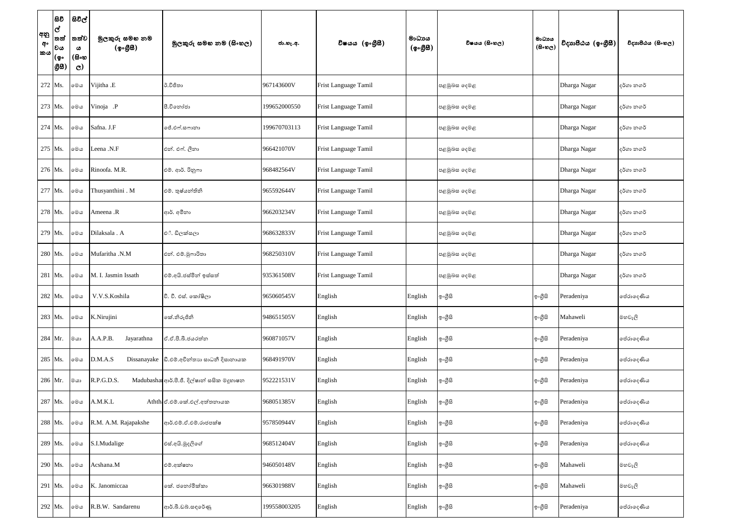| අනු අංකය | සිවිල් තත්වය (ඉංග්‍රීසි) | සිවිල් තත්වය (සිංහල) | මුලකුරු සමඟ නම (ඉංග්‍රීසි) | මුලකුරු සමඟ නම (සිංහල) | ජා.හැ.අ. | විෂයය (ඉංග්‍රීසි) | මාධ්‍යය (ඉංග්‍රීසි) | විෂයය (සිංහල) | මාධ්‍යය (සිංහල) | විද්‍යාපීඨය (ඉංග්‍රීසි) | විද්‍යාපීඨය (සිංහල) |
|---|---|---|---|---|---|---|---|---|---|---|---|
| 272 | Ms. | මෙය | Vijitha .E | ඊ.විජිතා | 967143600V | Frist Language Tamil | | පළමුබස දෙමළ | | Dharga Nagar | දර්ගා නගර් |
| 273 | Ms. | මෙය | Vinoja .P | පී.විනෝජා | 199652000550 | Frist Language Tamil | | පළමුබස දෙමළ | | Dharga Nagar | දර්ගා නගර් |
| 274 | Ms. | මෙය | Safna. J.F | ජේ.එෆ්.සෆානා | 199670703113 | Frist Language Tamil | | පළමුබස දෙමළ | | Dharga Nagar | දර්ගා නගර් |
| 275 | Ms. | මෙය | Leena .N.F | එන්. එෆ්. ලීනා | 966421070V | Frist Language Tamil | | පළමුබස දෙමළ | | Dharga Nagar | දර්ගා නගර් |
| 276 | Ms. | මෙය | Rinoofa. M.R. | එම්. ආර්. රිනූෆා | 968482564V | Frist Language Tamil | | පළමුබස දෙමළ | | Dharga Nagar | දර්ගා නගර් |
| 277 | Ms. | මෙය | Thusyanthini . M | එම්. තුෂ්යන්තිනි | 965592644V | Frist Language Tamil | | පළමුබස දෙමළ | | Dharga Nagar | දර්ගා නගර් |
| 278 | Ms. | මෙය | Ameena .R | ආර්. අමීනා | 966203234V | Frist Language Tamil | | පළමුබස දෙමළ | | Dharga Nagar | දර්ගා නගර් |
| 279 | Ms. | මෙය | Dilaksala . A | ඒ. ඩිලක්සලා | 968632833V | Frist Language Tamil | | පළමුබස දෙමළ | | Dharga Nagar | දර්ගා නගර් |
| 280 | Ms. | මෙය | Mufaritha .N.M | එන්. එම්.මුෆාරිතා | 968250310V | Frist Language Tamil | | පළමුබස දෙමළ | | Dharga Nagar | දර්ගා නගර් |
| 281 | Ms. | මෙය | M. I. Jasmin Issath | එම්.අයි.ජස්මින් ඉස්සත් | 935361508V | Frist Language Tamil | | පළමුබස දෙමළ | | Dharga Nagar | දර්ගා නගර් |
| 282 | Ms. | මෙය | V.V.S.Koshila | වී. වී. එස්. කෝෂිලා | 965060545V | English | English | ඉංග්‍රීසි | ඉංග්‍රීසි | Peradeniya | පේරාදෙණිය |
| 283 | Ms. | මෙය | K.Nirujini | කේ.නිරුජිනි | 948651505V | English | English | ඉංග්‍රීසි | ඉංග්‍රීසි | Mahaweli | මහවැලි |
| 284 | Mr. | මයා | A.A.P.B. Jayarathna | ඒ.ඒ.පී.බී.ජයරත්න | 960871057V | English | English | ඉංග්‍රීසි | ඉංග්‍රීසි | Peradeniya | පේරාදෙණිය |
| 285 | Ms. | මෙය | D.M.A.S Dissanayake | ඩී.එම්.අචින්තා සාධනී දිසානායක | 968491970V | English | English | ඉංග්‍රීසි | ඉංග්‍රීසි | Peradeniya | පේරාදෙණිය |
| 286 | Mr. | මයා | R.P.G.D.S. Madubashan | ආර්.පී.ජී. දිල්ෂාන් සසික මදුභාෂන | 952221531V | English | English | ඉංග්‍රීසි | ඉංග්‍රීසි | Peradeniya | පේරාදෙණිය |
| 287 | Ms. | මෙය | A.M.K.L Aththanayaka | ඒ.එම්.කේ.එල්.අත්තනායක | 968051385V | English | English | ඉංග්‍රීසි | ඉංග්‍රීසි | Peradeniya | පේරාදෙණිය |
| 288 | Ms. | මෙය | R.M. A.M. Rajapakshe | ආර්.එම්.ඒ.එම්.රාජපක්ෂ | 957850944V | English | English | ඉංග්‍රීසි | ඉංග්‍රීසි | Peradeniya | පේරාදෙණිය |
| 289 | Ms. | මෙය | S.I.Mudalige | එස්.අයි.මුදලිගේ | 968512404V | English | English | ඉංග්‍රීසි | ඉංග්‍රීසි | Peradeniya | පේරාදෙණිය |
| 290 | Ms. | මෙය | Acshana.M | එම්.අක්ෂනා | 946050148V | English | English | ඉංග්‍රීසි | ඉංග්‍රීසි | Mahaweli | මහවැලි |
| 291 | Ms. | මෙය | K. Janomiccaa | කේ. ජනෝමික්කා | 966301988V | English | English | ඉංග්‍රීසි | ඉංග්‍රීසි | Mahaweli | මහවැලි |
| 292 | Ms. | මෙය | R.B.W. Sandarenu | ආර්.බී.ඩබ්.සඳරේණු | 199558003205 | English | English | ඉංග්‍රීසි | ඉංග්‍රීසි | Peradeniya | පේරාදෙණිය |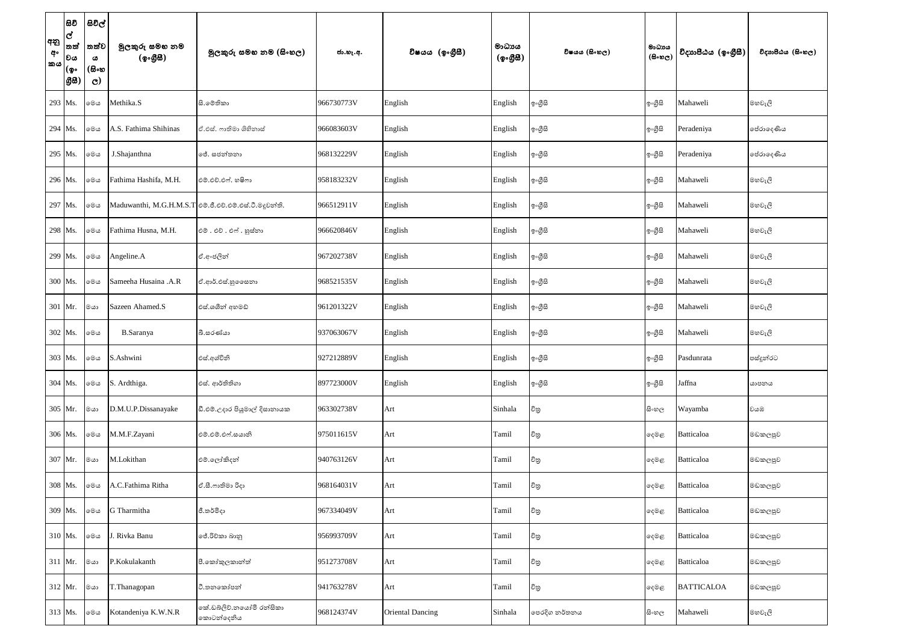| අනු අං කය | සිවිල් තත්වය (ඉංග්‍රීසි) | සිවිල් තත්වය (සිංහල) | මුලකුරු සමඟ නම (ඉංග්‍රීසි) | මුලකුරු සමඟ නම (සිංහල) | ජා.හැ.අ. | විෂයය (ඉංග්‍රීසි) | මාධ්‍යය (ඉංග්‍රීසි) | විෂයය (සිංහල) | මාධ්‍යය (සිංහල) | විද්‍යාපීඨය (ඉංග්‍රීසි) | විද්‍යාපීඨය (සිංහල) |
|---|---|---|---|---|---|---|---|---|---|---|---|
| 293 | Ms. | මෙය | Methika.S | සී.මේතිකා | 966730773V | English | English | ඉංග්‍රීසි | ඉංග්‍රීසි | Mahaweli | මහවැලි |
| 294 | Ms. | මෙය | A.S. Fathima Shihinas | ඒ.එස්. ෆාතිමා ශිහිනාස් | 966083603V | English | English | ඉංග්‍රීසි | ඉංග්‍රීසි | Peradeniya | පේරාදෙණිය |
| 295 | Ms. | මෙය | J.Shajanthna | ජේ. සජන්තනා | 968132229V | English | English | ඉංග්‍රීසි | ඉංග්‍රීසි | Peradeniya | පේරාදෙණිය |
| 296 | Ms. | මෙය | Fathima Hashifa, M.H. | එම්.එච්.එෆ්. හෂිෆා | 958183232V | English | English | ඉංග්‍රීසි | ඉංග්‍රීසි | Mahaweli | මහවැලි |
| 297 | Ms. | මෙය | Maduwanthi, M.G.H.M.S.T | එම්.ජී.එච්.එම්.එස්.ටී.මදුවන්ති. | 966512911V | English | English | ඉංග්‍රීසි | ඉංග්‍රීසි | Mahaweli | මහවැලි |
| 298 | Ms. | මෙය | Fathima Husna, M.H. | එම් . එච් . එෆ් . හුස්නා | 966620846V | English | English | ඉංග්‍රීසි | ඉංග්‍රීසි | Mahaweli | මහවැලි |
| 299 | Ms. | මෙය | Angeline.A | ඒ.අංජලින් | 967202738V | English | English | ඉංග්‍රීසි | ඉංග්‍රීසි | Mahaweli | මහවැලි |
| 300 | Ms. | මෙය | Sameeha Husaina .A.R | ඒ.ආර්.එස්.හුසෛනා | 968521535V | English | English | ඉංග්‍රීසි | ඉංග්‍රීසි | Mahaweli | මහවැලි |
| 301 | Mr. | මයා | Sazeen Ahamed.S | එස්.ශශීන් අහමඩ් | 961201322V | English | English | ඉංග්‍රීසි | ඉංග්‍රීසි | Mahaweli | මහවැලි |
| 302 | Ms. | මෙය | B.Saranya | බී.සරණ්යා | 937063067V | English | English | ඉංග්‍රීසි | ඉංග්‍රීසි | Mahaweli | මහවැලි |
| 303 | Ms. | මෙය | S.Ashwini | එස්.අශ්විනි | 927212889V | English | English | ඉංග්‍රීසි | ඉංග්‍රීසි | Pasdunrata | පස්දුන්රට |
| 304 | Ms. | මෙය | S. Ardthiga. | එස්. ආර්තිතිගා | 897723000V | English | English | ඉංග්‍රීසි | ඉංග්‍රීසි | Jaffna | යාපනය |
| 305 | Mr. | මයා | D.M.U.P.Dissanayake | ඩී.එම්.උදාර පියුමාල් දිසානායක | 963302738V | Art | Sinhala | චිත්‍ර | සිංහල | Wayamba | වයඹ |
| 306 | Ms. | මෙය | M.M.F.Zayani | එම්.එම්.එෆ්.සයානි | 975011615V | Art | Tamil | චිත්‍ර | දෙමළ | Batticaloa | මඩකලපුව |
| 307 | Mr. | මයා | M.Lokithan | එම්.ලෝකිදන් | 940763126V | Art | Tamil | චිත්‍ර | දෙමළ | Batticaloa | මඩකලපුව |
| 308 | Ms. | මෙය | A.C.Fathima Ritha | ඒ.සී.ෆාතිමා රිදා | 968164031V | Art | Tamil | චිත්‍ර | දෙමළ | Batticaloa | මඩකලපුව |
| 309 | Ms. | මෙය | G Tharmitha | ජී.තර්මිදා | 967334049V | Art | Tamil | චිත්‍ර | දෙමළ | Batticaloa | මඩකලපුව |
| 310 | Ms. | මෙය | J. Rivka Banu | ජේ.රිව්කා බානු | 956993709V | Art | Tamil | චිත්‍ර | දෙමළ | Batticaloa | මඩකලපුව |
| 311 | Mr. | මයා | P.Kokulakanth | පී.කෝකුලකාන්ත් | 951273708V | Art | Tamil | චිත්‍ර | දෙමළ | Batticaloa | මඩකලපුව |
| 312 | Mr. | මයා | T.Thanagopan | ටී.තනකෝපන් | 941763278V | Art | Tamil | චිත්‍ර | දෙමළ | BATTICALOA | මඩකලපුව |
| 313 | Ms. | මෙය | Kotandeniya K.W.N.R | කේ.ඩබ්ලිව්.නයෝමි රන්සිකා කොටන්දෙනිය | 968124374V | Oriental Dancing | Sinhala | පෙරදිග නර්තනය | සිංහල | Mahaweli | මහවැලි |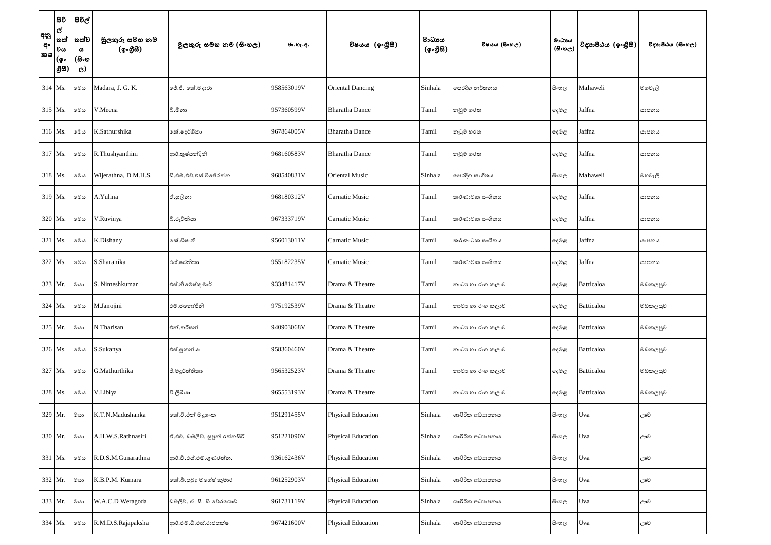| අනු අං කය | සිවිල් තත්වය (ඉං ග්‍රීසි) | සිවිල් තත්වය (සිංහල) | මුලකුරු සමඟ නම (ඉංග්‍රීසි) | මුලකුරු සමඟ නම (සිංහල) | ජා.හැ.අ. | විෂයය (ඉංග්‍රීසි) | මාධ්‍යය (ඉංග්‍රීසි) | විෂයය (සිංහල) | මාධ්‍යය (සිංහල) | විද්‍යාපීඨය (ඉංග්‍රීසි) | විද්‍යාපීඨය (සිංහල) |
|---|---|---|---|---|---|---|---|---|---|---|---|
| 314 | Ms. | මෙය | Madara, J. G. K. | ජේ.ජී. කේ.මදාරා | 958563019V | Oriental Dancing | Sinhala | පෙරදිග නර්තනය | සිංහල | Mahaweli | මහවැලි |
| 315 | Ms. | මෙය | V.Meena | වී.මීනා | 957360599V | Bharatha Dance | Tamil | නටුම් භරත | දෙමළ | Jaffna | යාපනය |
| 316 | Ms. | මෙය | K.Sathurshika | කේ.ෂදුර්ශිකා | 967864005V | Bharatha Dance | Tamil | නටුම් භරත | දෙමළ | Jaffna | යාපනය |
| 317 | Ms. | මෙය | R.Thushyanthini | ආර්.තුෂ්යන්දිනි | 968160583V | Bharatha Dance | Tamil | නටුම් භරත | දෙමළ | Jaffna | යාපනය |
| 318 | Ms. | මෙය | Wijerathna, D.M.H.S. | ඩී.එම්.එච්.එස්.විජේරත්න | 968540831V | Oriental Music | Sinhala | පෙරදිග සංගීතය | සිංහල | Mahaweli | මහවැලි |
| 319 | Ms. | මෙය | A.Yulina | ඒ.යුලිනා | 968180312V | Carnatic Music | Tamil | කර්ණාටක සංගීතය | දෙමළ | Jaffna | යාපනය |
| 320 | Ms. | මෙය | V.Ruvinya | වී.රුවිනියා | 967333719V | Carnatic Music | Tamil | කර්ණාටක සංගීතය | දෙමළ | Jaffna | යාපනය |
| 321 | Ms. | මෙය | K.Dishany | කේ.ඩිෂානි | 956013011V | Carnatic Music | Tamil | කර්ණාටක සංගීතය | දෙමළ | Jaffna | යාපනය |
| 322 | Ms. | මෙය | S.Sharanika | එස්.ෂරනිකා | 955182235V | Carnatic Music | Tamil | කර්ණාටක සංගීතය | දෙමළ | Jaffna | යාපනය |
| 323 | Mr. | මයා | S. Nimeshkumar | එස්.නිමේෂ්කුමාර් | 933481417V | Drama & Theatre | Tamil | නාට්‍ය හා රංග කලාව | දෙමළ | Batticaloa | මඩකලපුව |
| 324 | Ms. | මෙය | M.Janojini | එම්.ජනෝජිනි | 975192539V | Drama & Theatre | Tamil | නාට්‍ය හා රංග කලාව | දෙමළ | Batticaloa | මඩකලපුව |
| 325 | Mr. | මයා | N Tharisan | එන්.තරිසන් | 940903068V | Drama & Theatre | Tamil | නාට්‍ය හා රංග කලාව | දෙමළ | Batticaloa | මඩකලපුව |
| 326 | Ms. | මෙය | S.Sukanya | එස්.සුකන්යා | 958360460V | Drama & Theatre | Tamil | නාට්‍ය හා රංග කලාව | දෙමළ | Batticaloa | මඩකලපුව |
| 327 | Ms. | මෙය | G.Mathurthika | ජී.මදූර්ත්තිකා | 956532523V | Drama & Theatre | Tamil | නාට්‍ය හා රංග කලාව | දෙමළ | Batticaloa | මඩකලපුව |
| 328 | Ms. | මෙය | V.Libiya | වී.ලිබියා | 965553193V | Drama & Theatre | Tamil | නාට්‍ය හා රංග කලාව | දෙමළ | Batticaloa | මඩකලපුව |
| 329 | Mr. | මයා | K.T.N.Madushanka | කේ.ටී.එන් මදුශංක | 951291455V | Physical Education | Sinhala | ශාරීරික අධ්‍යාපනය | සිංහල | Uva | ඌව |
| 330 | Mr. | මයා | A.H.W.S.Rathnasiri | ඒ.එච්. ඩබ්ලිව්. සුපුන් රත්නසිරි | 951221090V | Physical Education | Sinhala | ශාරීරික අධ්‍යාපනය | සිංහල | Uva | ඌව |
| 331 | Ms. | මෙය | R.D.S.M.Gunarathna | ආර්.ඩී.එස්.එම්.ගුණරත්න. | 936162436V | Physical Education | Sinhala | ශාරීරික අධ්‍යාපනය | සිංහල | Uva | ඌව |
| 332 | Mr. | මයා | K.B.P.M. Kumara | කේ.බී.පුබුදු මහේෂ් කුමාර | 961252903V | Physical Education | Sinhala | ශාරීරික අධ්‍යාපනය | සිංහල | Uva | ඌව |
| 333 | Mr. | මයා | W.A.C.D Weragoda | ඩබ්ලිව්. ඒ. සී. ඩී වෙරගොඩ | 961731119V | Physical Education | Sinhala | ශාරීරික අධ්‍යාපනය | සිංහල | Uva | ඌව |
| 334 | Ms. | මෙය | R.M.D.S.Rajapaksha | ආර්.එම්.ඩී.එස්.රාජපක්ෂ | 967421600V | Physical Education | Sinhala | ශාරීරික අධ්‍යාපනය | සිංහල | Uva | ඌව |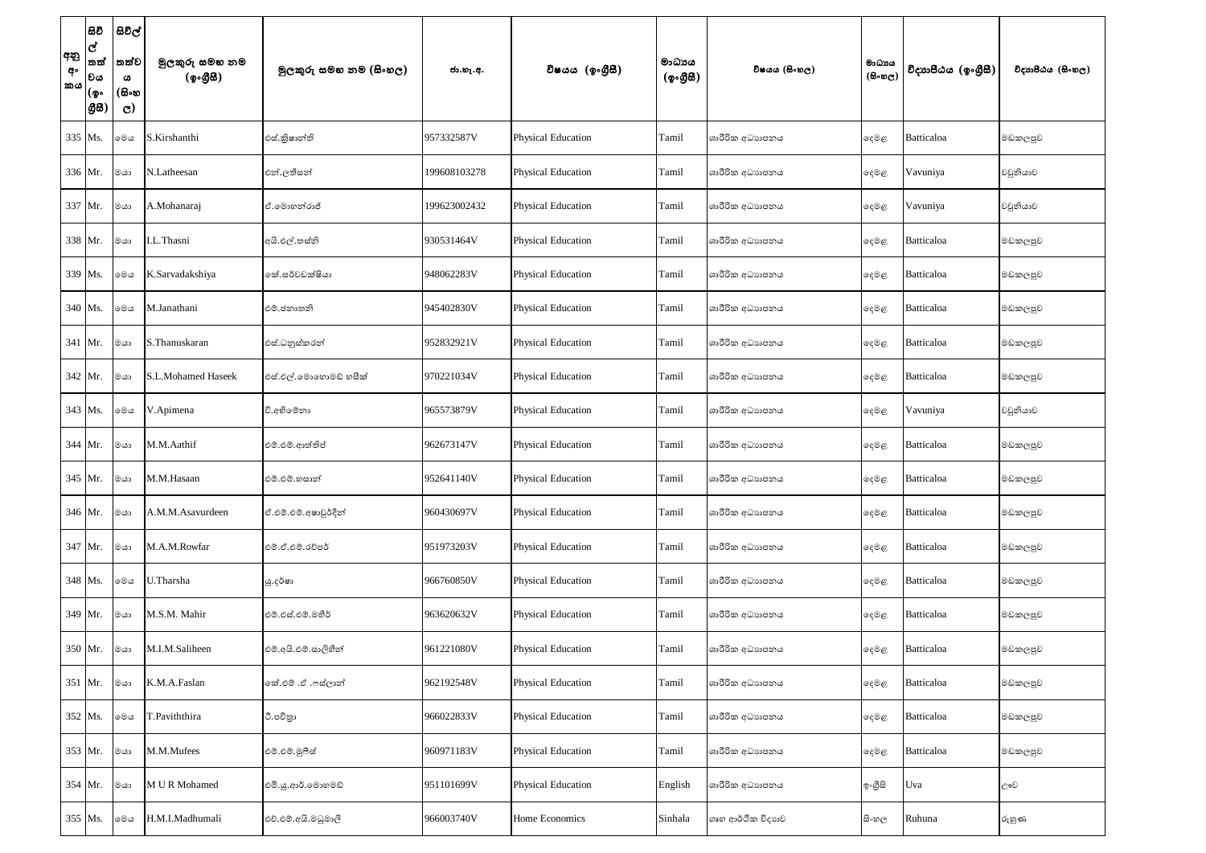| අනු අං කය | සිවිල් තත්වය (ඉංග්‍රීසි) | සිවිල් තත්වය (සිංහල) | මුලකුරු සමඟ නම (ඉංග්‍රීසි) | මුලකුරු සමඟ නම (සිංහල) | ජා.හැ.අ. | විෂයය (ඉංග්‍රීසි) | මාධ්‍යය (ඉංග්‍රීසි) | විෂයය (සිංහල) | මාධ්‍යය (සිංහල) | විද්‍යාපීඨය (ඉංග්‍රීසි) | විද්‍යාපීඨය (සිංහල) |
|---|---|---|---|---|---|---|---|---|---|---|---|
| 335 | Ms. | මෙය | S.Kirshanthi | එස්.ක්‍රිෂාන්ති | 957332587V | Physical Education | Tamil | ශාරීරික අධ්‍යාපනය | දෙමළ | Batticaloa | මඩකලපුව |
| 336 | Mr. | මයා | N.Latheesan | එන්.ලතීසන් | 199608103278 | Physical Education | Tamil | ශාරීරික අධ්‍යාපනය | දෙමළ | Vavuniya | වවුනියාව |
| 337 | Mr. | මයා | A.Mohanaraj | ඒ.මොහන්රාජ් | 199623002432 | Physical Education | Tamil | ශාරීරික අධ්‍යාපනය | දෙමළ | Vavuniya | වවුනියාව |
| 338 | Mr. | මයා | I.L.Thasni | අයි.එල්.තස්නි | 930531464V | Physical Education | Tamil | ශාරීරික අධ්‍යාපනය | දෙමළ | Batticaloa | මඩකලපුව |
| 339 | Ms. | මෙය | K.Sarvadakshiya | කේ.සර්වඩක්ෂියා | 948062283V | Physical Education | Tamil | ශාරීරික අධ්‍යාපනය | දෙමළ | Batticaloa | මඩකලපුව |
| 340 | Ms. | මෙය | M.Janathani | එම්.ජනාතනි | 945402830V | Physical Education | Tamil | ශාරීරික අධ්‍යාපනය | දෙමළ | Batticaloa | මඩකලපුව |
| 341 | Mr. | මයා | S.Thanuskaran | එස්.ධනුස්කරන් | 952832921V | Physical Education | Tamil | ශාරීරික අධ්‍යාපනය | දෙමළ | Batticaloa | මඩකලපුව |
| 342 | Mr. | මයා | S.L.Mohamed Haseek | එස්.එල්.මොහොමඩ් හසීක් | 970221034V | Physical Education | Tamil | ශාරීරික අධ්‍යාපනය | දෙමළ | Batticaloa | මඩකලපුව |
| 343 | Ms. | මෙය | V.Apimena | වී.අභිමේනා | 965573879V | Physical Education | Tamil | ශාරීරික අධ්‍යාපනය | දෙමළ | Vavuniya | වවුනියාව |
| 344 | Mr. | මයා | M.M.Aathif | එම්.එම්.ආත්තිප් | 962673147V | Physical Education | Tamil | ශාරීරික අධ්‍යාපනය | දෙමළ | Batticaloa | මඩකලපුව |
| 345 | Mr. | මයා | M.M.Hasaan | එම්.එම්.හසාන් | 952641140V | Physical Education | Tamil | ශාරීරික අධ්‍යාපනය | දෙමළ | Batticaloa | මඩකලපුව |
| 346 | Mr. | මයා | A.M.M.Asavurdeen | ඒ.එම්.එම්.අෂාවුර්දීන් | 960430697V | Physical Education | Tamil | ශාරීරික අධ්‍යාපනය | දෙමළ | Batticaloa | මඩකලපුව |
| 347 | Mr. | මයා | M.A.M.Rowfar | එම්.ඒ.එම්.රව්පර් | 951973203V | Physical Education | Tamil | ශාරීරික අධ්‍යාපනය | දෙමළ | Batticaloa | මඩකලපුව |
| 348 | Ms. | මෙය | U.Tharsha | යු.දර්ෂා | 966760850V | Physical Education | Tamil | ශාරීරික අධ්‍යාපනය | දෙමළ | Batticaloa | මඩකලපුව |
| 349 | Mr. | මයා | M.S.M. Mahir | එම්.එස්.එම්.මහීර් | 963620632V | Physical Education | Tamil | ශාරීරික අධ්‍යාපනය | දෙමළ | Batticaloa | මඩකලපුව |
| 350 | Mr. | මයා | M.I.M.Saliheen | එම්.අයි.එම්.සාලිහීන් | 961221080V | Physical Education | Tamil | ශාරීරික අධ්‍යාපනය | දෙමළ | Batticaloa | මඩකලපුව |
| 351 | Mr. | මයා | K.M.A.Faslan | කේ.එම් .ඒ .ෆස්ලාන් | 962192548V | Physical Education | Tamil | ශාරීරික අධ්‍යාපනය | දෙමළ | Batticaloa | මඩකලපුව |
| 352 | Ms. | මෙය | T.Paviththira | ටී.පවිත්‍රා | 966022833V | Physical Education | Tamil | ශාරීරික අධ්‍යාපනය | දෙමළ | Batticaloa | මඩකලපුව |
| 353 | Mr. | මයා | M.M.Mufees | එම්.එම්.මුෆීස් | 960971183V | Physical Education | Tamil | ශාරීරික අධ්‍යාපනය | දෙමළ | Batticaloa | මඩකලපුව |
| 354 | Mr. | මයා | M U R Mohamed | එම්.යූ.ආර්.මොහමඩ් | 951101699V | Physical Education | English | ශාරීරික අධ්‍යාපනය | ඉංග්‍රීසි | Uva | ඌව |
| 355 | Ms. | මෙය | H.M.I.Madhumali | එච්.එම්.අයි.මධුමාලි | 966003740V | Home Economics | Sinhala | ගෘහ ආර්ථික විද්‍යාව | සිංහල | Ruhuna | රුහුණ |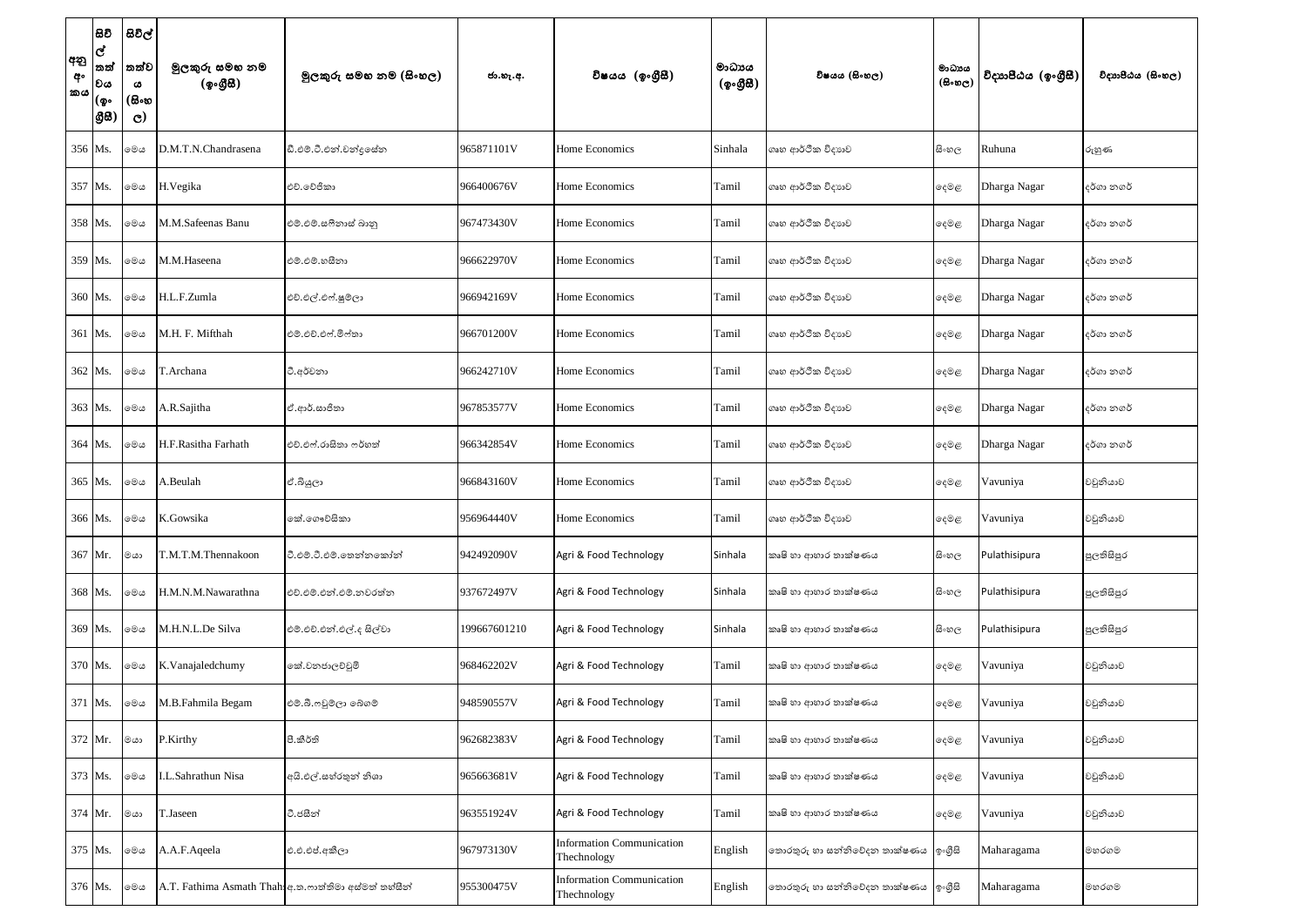| අනු අං කය | සිවිල් තත්වය (ඉං ග්‍රීසි) | සිවිල් තත්වය (සිංහල) | මුලකුරු සමඟ නම (ඉංග්‍රීසි) | මුලකුරු සමඟ නම (සිංහල) | ජා.හැ.අ. | විෂයය (ඉංග්‍රීසි) | මාධ්‍යය (ඉංග්‍රීසි) | විෂයය (සිංහල) | මාධ්‍යය (සිංහල) | විද්‍යාපීඨය (ඉංග්‍රීසි) | විද්‍යාපීඨය (සිංහල) |
|---|---|---|---|---|---|---|---|---|---|---|---|
| 356 | Ms. | මෙය | D.M.T.N.Chandrasena | ඩී.එම්.ටී.එන්.චන්ද්‍රසේන | 965871101V | Home Economics | Sinhala | ගෘහ ආර්ථික විද්‍යාව | සිංහල | Ruhuna | රුහුණ |
| 357 | Ms. | මෙය | H.Vegika | එච්.වේජිකා | 966400676V | Home Economics | Tamil | ගෘහ ආර්ථික විද්‍යාව | දෙමළ | Dharga Nagar | දර්ගා නගර් |
| 358 | Ms. | මෙය | M.M.Safeenas Banu | එම්.එම්.සෆීනාස් බානු | 967473430V | Home Economics | Tamil | ගෘහ ආර්ථික විද්‍යාව | දෙමළ | Dharga Nagar | දර්ගා නගර් |
| 359 | Ms. | මෙය | M.M.Haseena | එම්.එම්.හසීනා | 966622970V | Home Economics | Tamil | ගෘහ ආර්ථික විද්‍යාව | දෙමළ | Dharga Nagar | දර්ගා නගර් |
| 360 | Ms. | මෙය | H.L.F.Zumla | එච්.එල්.එෆ්.ෂුම්ලා | 966942169V | Home Economics | Tamil | ගෘහ ආර්ථික විද්‍යාව | දෙමළ | Dharga Nagar | දර්ගා නගර් |
| 361 | Ms. | මෙය | M.H. F. Mifthah | එම්.එච්.එෆ්.මිෆ්තා | 966701200V | Home Economics | Tamil | ගෘහ ආර්ථික විද්‍යාව | දෙමළ | Dharga Nagar | දර්ගා නගර් |
| 362 | Ms. | මෙය | T.Archana | ටී.අර්චනා | 966242710V | Home Economics | Tamil | ගෘහ ආර්ථික විද්‍යාව | දෙමළ | Dharga Nagar | දර්ගා නගර් |
| 363 | Ms. | මෙය | A.R.Sajitha | ඒ.ආර්.සාජිතා | 967853577V | Home Economics | Tamil | ගෘහ ආර්ථික විද්‍යාව | දෙමළ | Dharga Nagar | දර්ගා නගර් |
| 364 | Ms. | මෙය | H.F.Rasitha Farhath | එච්.එෆ්.රාසිතා ෆර්හත් | 966342854V | Home Economics | Tamil | ගෘහ ආර්ථික විද්‍යාව | දෙමළ | Dharga Nagar | දර්ගා නගර් |
| 365 | Ms. | මෙය | A.Beulah | ඒ.බියුලා | 966843160V | Home Economics | Tamil | ගෘහ ආර්ථික විද්‍යාව | දෙමළ | Vavuniya | වවුනියාව |
| 366 | Ms. | මෙය | K.Gowsika | කේ.ගෞවිසිකා | 956964440V | Home Economics | Tamil | ගෘහ ආර්ථික විද්‍යාව | දෙමළ | Vavuniya | වවුනියාව |
| 367 | Mr. | මයා | T.M.T.M.Thennakoon | ටී.එම්.ටී.එම්.තෙන්නකෝන් | 942492090V | Agri & Food Technology | Sinhala | කෘෂි හා ආහාර තාක්ෂණය | සිංහල | Pulathisipura | පුලතිසිපුර |
| 368 | Ms. | මෙය | H.M.N.M.Nawarathna | එච්.එම්.එන්.එම්.නවරත්න | 937672497V | Agri & Food Technology | Sinhala | කෘෂි හා ආහාර තාක්ෂණය | සිංහල | Pulathisipura | පුලතිසිපුර |
| 369 | Ms. | මෙය | M.H.N.L.De Silva | එම්.එච්.එන්.එල්.ද සිල්වා | 199667601210 | Agri & Food Technology | Sinhala | කෘෂි හා ආහාර තාක්ෂණය | සිංහල | Pulathisipura | පුලතිසිපුර |
| 370 | Ms. | මෙය | K.Vanajaledchumy | කේ.වනජාලච්චුමි | 968462202V | Agri & Food Technology | Tamil | කෘෂි හා ආහාර තාක්ෂණය | දෙමළ | Vavuniya | වවුනියාව |
| 371 | Ms. | මෙය | M.B.Fahmila Begam | එම්.බී.ෆවුමිලා බෙගම් | 948590557V | Agri & Food Technology | Tamil | කෘෂි හා ආහාර තාක්ෂණය | දෙමළ | Vavuniya | වවුනියාව |
| 372 | Mr. | මයා | P.Kirthy | පී.කීර්ති | 962682383V | Agri & Food Technology | Tamil | කෘෂි හා ආහාර තාක්ෂණය | දෙමළ | Vavuniya | වවුනියාව |
| 373 | Ms. | මෙය | I.L.Sahrathun Nisa | අයි.එල්.සහ්රතුන් නිශා | 965663681V | Agri & Food Technology | Tamil | කෘෂි හා ආහාර තාක්ෂණය | දෙමළ | Vavuniya | වවුනියාව |
| 374 | Mr. | මයා | T.Jaseen | ටී.ජසීන් | 963551924V | Agri & Food Technology | Tamil | කෘෂි හා ආහාර තාක්ෂණය | දෙමළ | Vavuniya | වවුනියාව |
| 375 | Ms. | මෙය | A.A.F.Aqeela | ඒ.ඒ.එෆ්.අකීලා | 967973130V | Information Communication Thechnology | English | තොරතුරු හා සන්නිවේදන තාක්ෂණය | ඉංග්‍රීසි | Maharagama | මහරගම |
| 376 | Ms. | මෙය | A.T. Fathima Asmath Thah | අ.ත.ෆාත්තිමා අස්මත් තහ්සින් | 955300475V | Information Communication Thechnology | English | තොරතුරු හා සන්නිවේදන තාක්ෂණය | ඉංග්‍රීසි | Maharagama | මහරගම |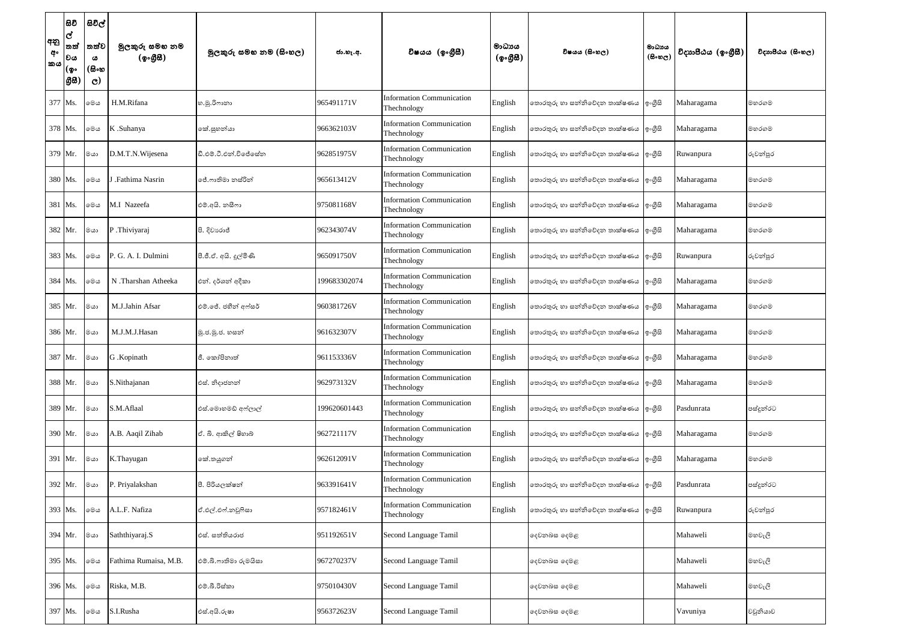| අනු අංකය | සිවිල් තත්වය (ඉංග්‍රීසි) | සිවිල් තත්වය (සිංහල) | මුලකුරු සමඟ නම (ඉංග්‍රීසි) | මුලකුරු සමඟ නම (සිංහල) | ජා.හැ.අ. | විෂයය (ඉංග්‍රීසි) | මාධ්‍යය (ඉංග්‍රීසි) | විෂයය (සිංහල) | මාධ්‍යය (සිංහල) | විද්‍යාපීඨය (ඉංග්‍රීසි) | විද්‍යාපීඨය (සිංහල) |
|---|---|---|---|---|---|---|---|---|---|---|---|
| 377 | Ms. | මෙය | H.M.Rifana | හ.මු.රිෆානා | 965491171V | Information Communication Thechnology | English | තොරතුරු හා සන්නිවේදන තාක්ෂණය | ඉංග්‍රීසි | Maharagama | මහරගම |
| 378 | Ms. | මෙය | K .Suhanya | කේ.සුහන්යා | 966362103V | Information Communication Thechnology | English | තොරතුරු හා සන්නිවේදන තාක්ෂණය | ඉංග්‍රීසි | Maharagama | මහරගම |
| 379 | Mr. | මයා | D.M.T.N.Wijesena | ඩී.එම්.ටී.එන්.විජේසේන | 962851975V | Information Communication Thechnology | English | තොරතුරු හා සන්නිවේදන තාක්ෂණය | ඉංග්‍රීසි | Ruwanpura | රුවන්පුර |
| 380 | Ms. | මෙය | J .Fathima Nasrin | ජේ.ෆාතිමා නස්රින් | 965613412V | Information Communication Thechnology | English | තොරතුරු හා සන්නිවේදන තාක්ෂණය | ඉංග්‍රීසි | Maharagama | මහරගම |
| 381 | Ms. | මෙය | M.I Nazeefa | එම්.අයි. නසීෆා | 975081168V | Information Communication Thechnology | English | තොරතුරු හා සන්නිවේදන තාක්ෂණය | ඉංග්‍රීසි | Maharagama | මහරගම |
| 382 | Mr. | මයා | P .Thiviyaraj | පී. දිවියරාජ් | 962343074V | Information Communication Thechnology | English | තොරතුරු හා සන්නිවේදන තාක්ෂණය | ඉංග්‍රීසි | Maharagama | මහරගම |
| 383 | Ms. | මෙය | P. G. A. I. Dulmini | පී.ජී.ඒ. අයි. දුල්මිණි | 965091750V | Information Communication Thechnology | English | තොරතුරු හා සන්නිවේදන තාක්ෂණය | ඉංග්‍රීසි | Ruwanpura | රුවන්පුර |
| 384 | Ms. | මෙය | N .Tharshan Atheeka | එන්. දර්ශන් අදීකා | 199683302074 | Information Communication Thechnology | English | තොරතුරු හා සන්නිවේදන තාක්ෂණය | ඉංග්‍රීසි | Maharagama | මහරගම |
| 385 | Mr. | මයා | M.J.Jahin Afsar | එම්.ජේ. ජහින් අෆ්සර් | 960381726V | Information Communication Thechnology | English | තොරතුරු හා සන්නිවේදන තාක්ෂණය | ඉංග්‍රීසි | Maharagama | මහරගම |
| 386 | Mr. | මයා | M.J.M.J.Hasan | මු.ජ.මු.ජ. හසන් | 961632307V | Information Communication Thechnology | English | තොරතුරු හා සන්නිවේදන තාක්ෂණය | ඉංග්‍රීසි | Maharagama | මහරගම |
| 387 | Mr. | මයා | G .Kopinath | ජී. කෝපිනාත් | 961153336V | Information Communication Thechnology | English | තොරතුරු හා සන්නිවේදන තාක්ෂණය | ඉංග්‍රීසි | Maharagama | මහරගම |
| 388 | Mr. | මයා | S.Nithajanan | එස්. නිදාජනන් | 962973132V | Information Communication Thechnology | English | තොරතුරු හා සන්නිවේදන තාක්ෂණය | ඉංග්‍රීසි | Maharagama | මහරගම |
| 389 | Mr. | මයා | S.M.Aflaal | එස්.මොහමඩ් අෆ්ලාල් | 199620601443 | Information Communication Thechnology | English | තොරතුරු හා සන්නිවේදන තාක්ෂණය | ඉංග්‍රීසි | Pasdunrata | පස්දුන්රට |
| 390 | Mr. | මයා | A.B. Aaqil Zihab | ඒ. බී. ආකිල් ෂිහාබ් | 962721117V | Information Communication Thechnology | English | තොරතුරු හා සන්නිවේදන තාක්ෂණය | ඉංග්‍රීසි | Maharagama | මහරගම |
| 391 | Mr. | මයා | K.Thayugan | කේ.තයුගන් | 962612091V | Information Communication Thechnology | English | තොරතුරු හා සන්නිවේදන තාක්ෂණය | ඉංග්‍රීසි | Maharagama | මහරගම |
| 392 | Mr. | මයා | P. Priyalakshan | පී. පිරියලක්ෂන් | 963391641V | Information Communication Thechnology | English | තොරතුරු හා සන්නිවේදන තාක්ෂණය | ඉංග්‍රීසි | Pasdunrata | පස්දුන්රට |
| 393 | Ms. | මෙය | A.L.F. Nafiza | ඒ.එල්.එෆ්.නවුෆිසා | 957182461V | Information Communication Thechnology | English | තොරතුරු හා සන්නිවේදන තාක්ෂණය | ඉංග්‍රීසි | Ruwanpura | රුවන්පුර |
| 394 | Mr. | මයා | Saththiyaraj.S | එස්. සත්තියරාජ් | 951192651V | Second Language Tamil | | දෙවනබස දෙමළ | | Mahaweli | මහවැලි |
| 395 | Ms. | මෙය | Fathima Rumaisa, M.B. | එම්.බී.ෆාතිමා රුමයිසා | 967270237V | Second Language Tamil | | දෙවනබස දෙමළ | | Mahaweli | මහවැලි |
| 396 | Ms. | මෙය | Riska, M.B. | එම්.බී.රිස්කා | 975010430V | Second Language Tamil | | දෙවනබස දෙමළ | | Mahaweli | මහවැලි |
| 397 | Ms. | මෙය | S.I.Rusha | එස්.අයි.රුෂා | 956372623V | Second Language Tamil | | දෙවනබස දෙමළ | | Vavuniya | වවුනියාව |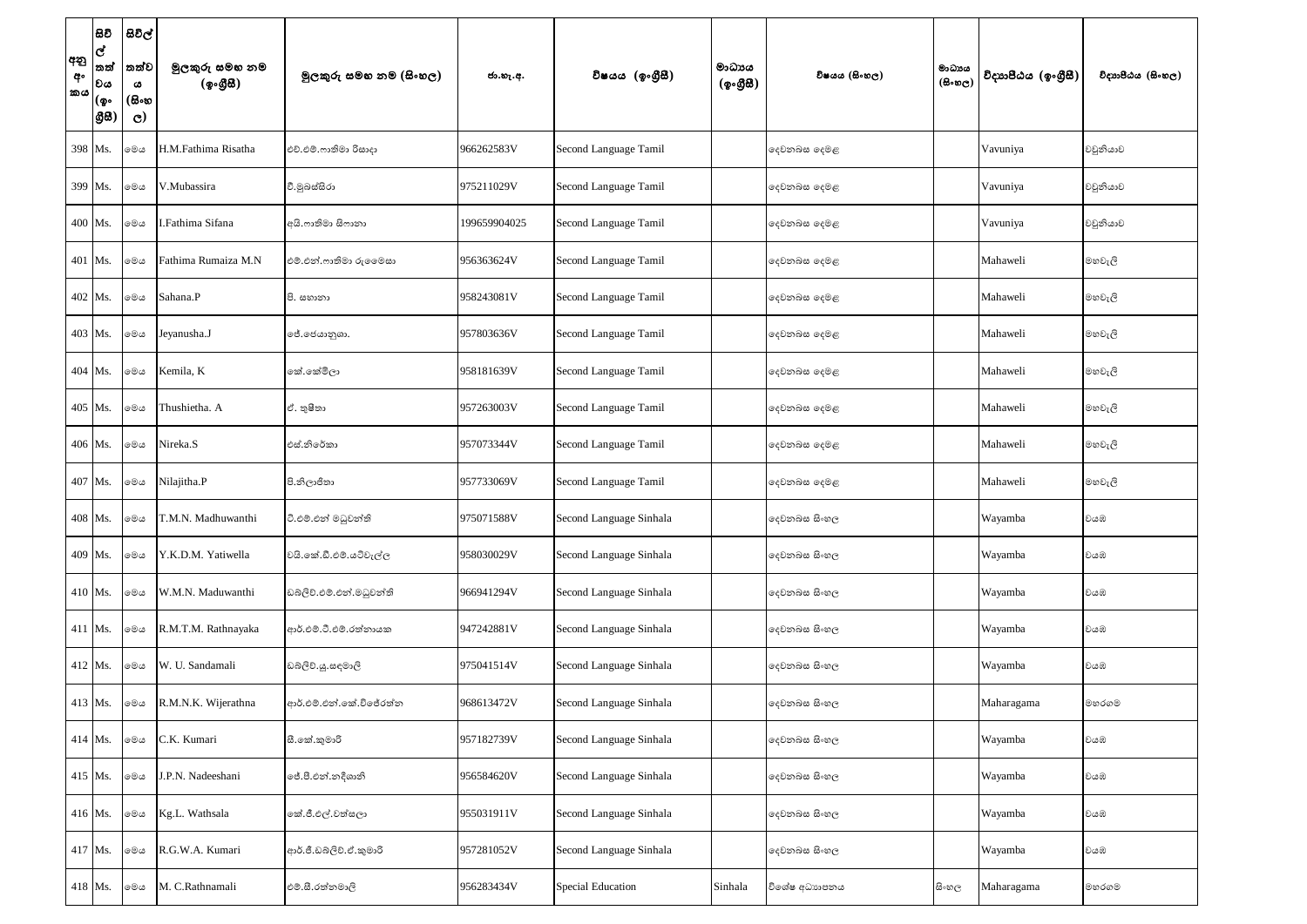| අනු අංකය | සිවිල් තත්වය (ඉංග්‍රීසි) | සිවිල් තත්වය (සිංහල) | මුලකුරු සමඟ නම (ඉංග්‍රීසි) | මුලකුරු සමඟ නම (සිංහල) | ජා.හැ.අ. | විෂයය (ඉංග්‍රීසි) | මාධ්‍යය (ඉංග්‍රීසි) | විෂයය (සිංහල) | මාධ්‍යය (සිංහල) | විද්‍යාපීඨය (ඉංග්‍රීසි) | විද්‍යාපීඨය (සිංහල) |
|---|---|---|---|---|---|---|---|---|---|---|---|
| 398 | Ms. | මෙය | H.M.Fathima Risatha | එච්.එම්.ෆාතිමා රිසාදා | 966262583V | Second Language Tamil | | දෙවනබස දෙමළ | | Vavuniya | වවුනියාව |
| 399 | Ms. | මෙය | V.Mubassira | වී.මුබස්සිරා | 975211029V | Second Language Tamil | | දෙවනබස දෙමළ | | Vavuniya | වවුනියාව |
| 400 | Ms. | මෙය | I.Fathima Sifana | අයි.ෆාතිමා සිෆානා | 199659904025 | Second Language Tamil | | දෙවනබස දෙමළ | | Vavuniya | වවුනියාව |
| 401 | Ms. | මෙය | Fathima Rumaiza M.N | එම්.එන්.ෆාතිමා රුමෛසා | 956363624V | Second Language Tamil | | දෙවනබස දෙමළ | | Mahaweli | මහවැලි |
| 402 | Ms. | මෙය | Sahana.P | පී. සහානා | 958243081V | Second Language Tamil | | දෙවනබස දෙමළ | | Mahaweli | මහවැලි |
| 403 | Ms. | මෙය | Jeyanusha.J | ජේ.ජෙයානුශා. | 957803636V | Second Language Tamil | | දෙවනබස දෙමළ | | Mahaweli | මහවැලි |
| 404 | Ms. | මෙය | Kemila, K | කේ.කේමිලා | 958181639V | Second Language Tamil | | දෙවනබස දෙමළ | | Mahaweli | මහවැලි |
| 405 | Ms. | මෙය | Thushietha. A | ඒ. තුෂිතා | 957263003V | Second Language Tamil | | දෙවනබස දෙමළ | | Mahaweli | මහවැලි |
| 406 | Ms. | මෙය | Nireka.S | එස්.නිරේකා | 957073344V | Second Language Tamil | | දෙවනබස දෙමළ | | Mahaweli | මහවැලි |
| 407 | Ms. | මෙය | Nilajitha.P | පී.නිලාජිතා | 957733069V | Second Language Tamil | | දෙවනබස දෙමළ | | Mahaweli | මහවැලි |
| 408 | Ms. | මෙය | T.M.N. Madhuwanthi | ටී.එම්.එන් මධුවන්ති | 975071588V | Second Language Sinhala | | දෙවනබස සිංහල | | Wayamba | වයඹ |
| 409 | Ms. | මෙය | Y.K.D.M. Yatiwella | වයි.කේ.ඩී.එම්.යටිවැල්ල | 958030029V | Second Language Sinhala | | දෙවනබස සිංහල | | Wayamba | වයඹ |
| 410 | Ms. | මෙය | W.M.N. Maduwanthi | ඩබ්ලිව්.එම්.එන්.මධුවන්ති | 966941294V | Second Language Sinhala | | දෙවනබස සිංහල | | Wayamba | වයඹ |
| 411 | Ms. | මෙය | R.M.T.M. Rathnayaka | ආර්.එම්.ටී.එම්.රත්නායක | 947242881V | Second Language Sinhala | | දෙවනබස සිංහල | | Wayamba | වයඹ |
| 412 | Ms. | මෙය | W. U. Sandamali | ඩබ්ලිව්.යූ.සඳමාලි | 975041514V | Second Language Sinhala | | දෙවනබස සිංහල | | Wayamba | වයඹ |
| 413 | Ms. | මෙය | R.M.N.K. Wijerathna | ආර්.එම්.එන්.කේ.විජේරත්න | 968613472V | Second Language Sinhala | | දෙවනබස සිංහල | | Maharagama | මහරගම |
| 414 | Ms. | මෙය | C.K. Kumari | සී.කේ.කුමාරි | 957182739V | Second Language Sinhala | | දෙවනබස සිංහල | | Wayamba | වයඹ |
| 415 | Ms. | මෙය | J.P.N. Nadeeshani | ජේ.පී.එන්.නදීශානි | 956584620V | Second Language Sinhala | | දෙවනබස සිංහල | | Wayamba | වයඹ |
| 416 | Ms. | මෙය | Kg.L. Wathsala | කේ.ජී.එල්.වත්සලා | 955031911V | Second Language Sinhala | | දෙවනබස සිංහල | | Wayamba | වයඹ |
| 417 | Ms. | මෙය | R.G.W.A. Kumari | ආර්.ජී.ඩබ්ලිව්.ඒ.කුමාරි | 957281052V | Second Language Sinhala | | දෙවනබස සිංහල | | Wayamba | වයඹ |
| 418 | Ms. | මෙය | M. C.Rathnamali | එම්.සී.රත්නමාලි | 956283434V | Special Education | Sinhala | විශේෂ අධ්‍යාපනය | සිංහල | Maharagama | මහරගම |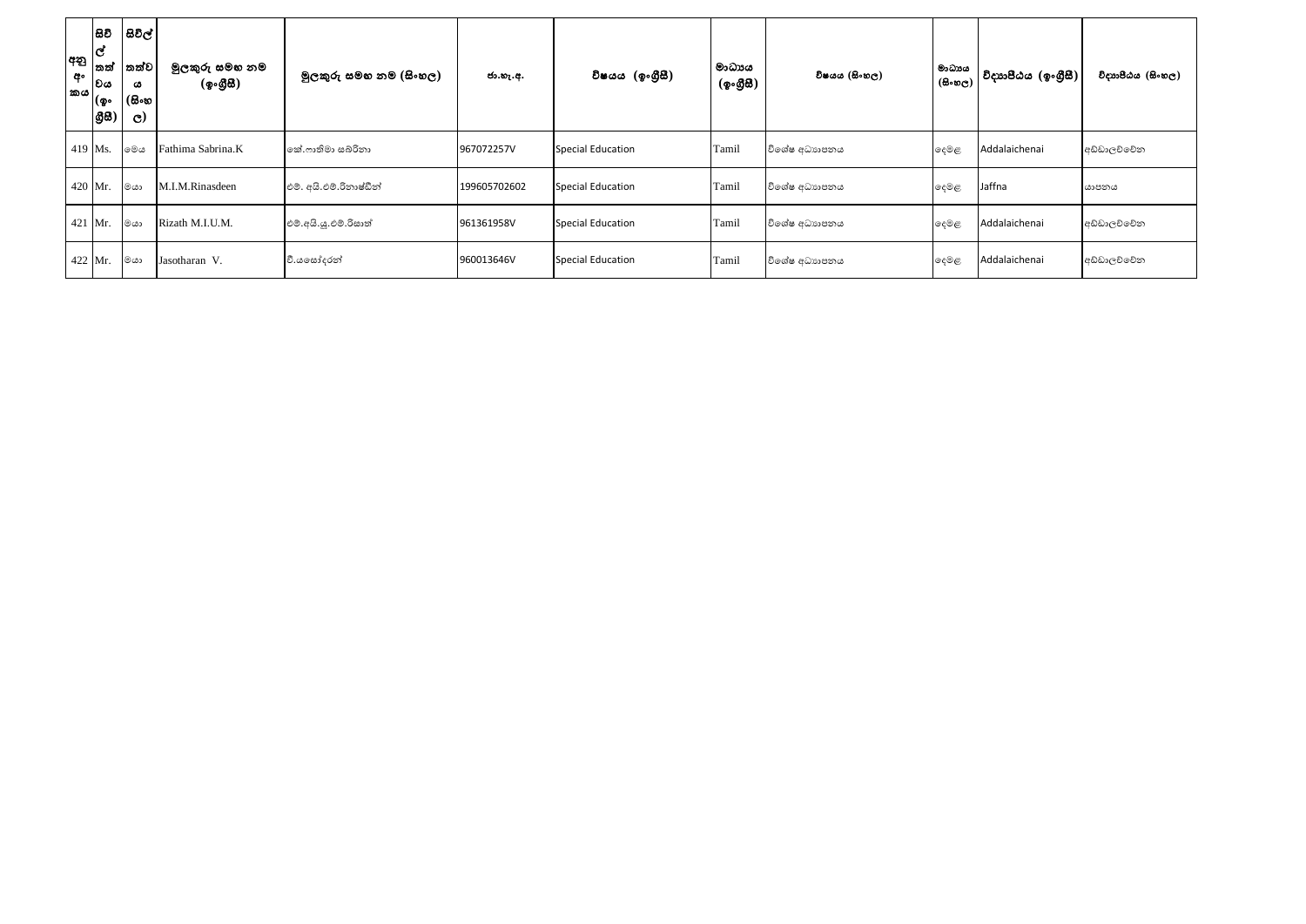| අනු අංකය | සිවිල් තත්වය (ඉංග්‍රීසි) | සිවිල් තත්වය (සිංහල) | මුලකුරු සමඟ නම (ඉංග්‍රීසි) | මුලකුරු සමඟ නම (සිංහල) | ජා.හැ.අ. | විෂයය (ඉංග්‍රීසි) | මාධ්‍යය (ඉංග්‍රීසි) | විෂයය (සිංහල) | මාධ්‍යය (සිංහල) | විද්‍යාපීඨය (ඉංග්‍රීසි) | විද්‍යාපීඨය (සිංහල) |
|---|---|---|---|---|---|---|---|---|---|---|---|
| 419 | Ms. | මෙය | Fathima Sabrina.K | කේ.ෆාතිමා සබ්රිනා | 967072257V | Special Education | Tamil | විශේෂ අධ්‍යාපනය | දෙමළ | Addalaichenai | අඩ්ඩාලච්චේන |
| 420 | Mr. | මයා | M.I.M.Rinasdeen | එම්. අයි.එම්.රිනාෂ්ඩීන් | 199605702602 | Special Education | Tamil | විශේෂ අධ්‍යාපනය | දෙමළ | Jaffna | යාපනය |
| 421 | Mr. | මයා | Rizath M.I.U.M. | එම්.අයි.යූ.එම්.රිසාත් | 961361958V | Special Education | Tamil | විශේෂ අධ්‍යාපනය | දෙමළ | Addalaichenai | අඩ්ඩාලච්චේන |
| 422 | Mr. | මයා | Jasotharan V. | වී.යසෝදරන් | 960013646V | Special Education | Tamil | විශේෂ අධ්‍යාපනය | දෙමළ | Addalaichenai | අඩ්ඩාලච්චේන |